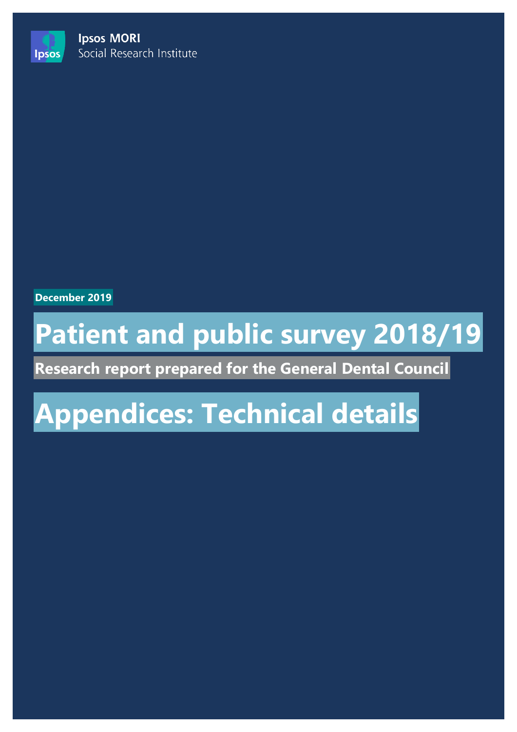Ipsos MORI
Social Research Institute

**December 2019**

# Patient and public survey 2018/19

**Research report prepared for the General Dental Council**

# Appendices: Technical details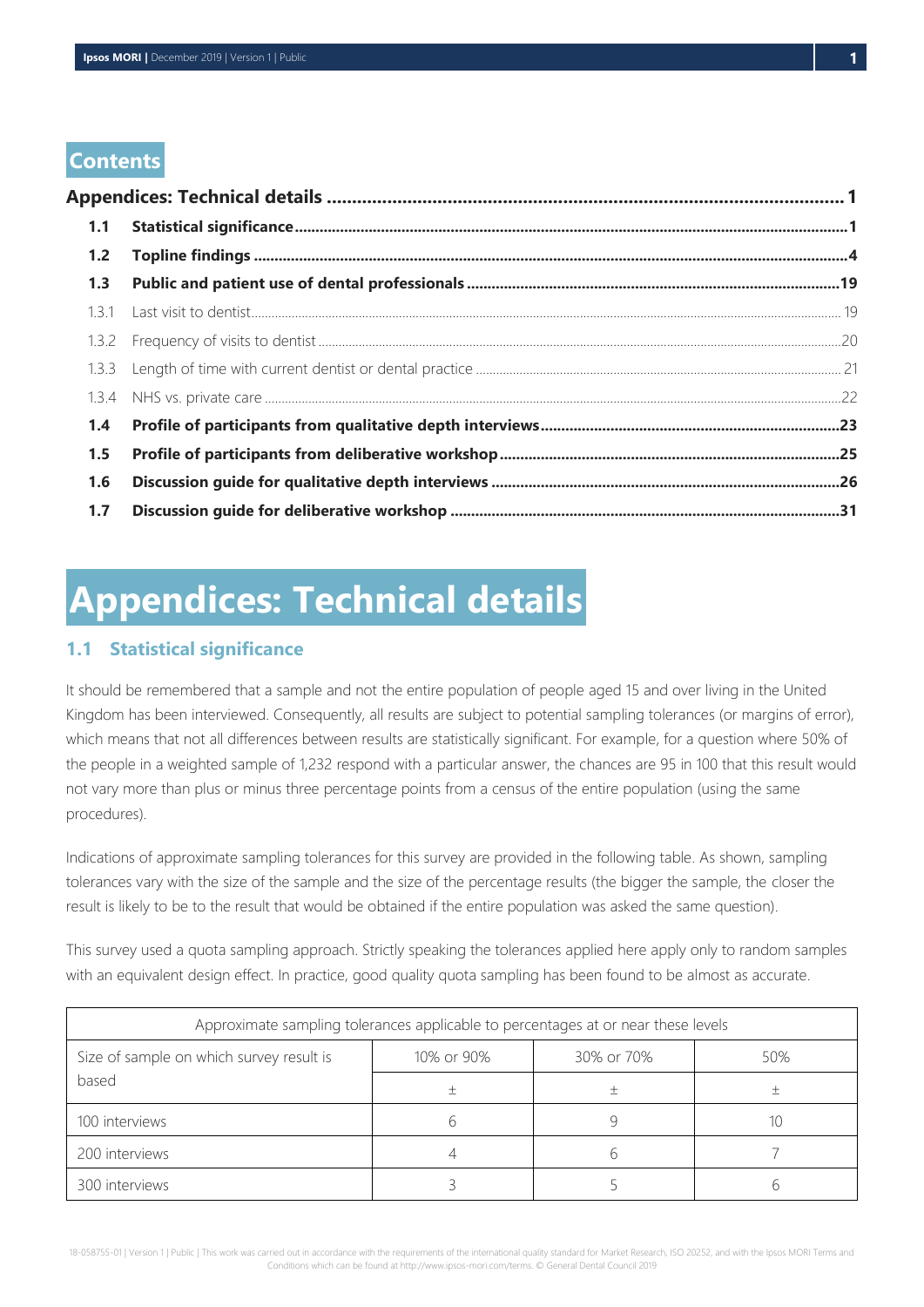## Contents

| | | |
|---|---|---|
| **Appendices: Technical details** | | **1** |
| **1.1** | **Statistical significance** | **1** |
| **1.2** | **Topline findings** | **4** |
| **1.3** | **Public and patient use of dental professionals** | **19** |
| 1.3.1 | Last visit to dentist | 19 |
| 1.3.2 | Frequency of visits to dentist | 20 |
| 1.3.3 | Length of time with current dentist or dental practice | 21 |
| 1.3.4 | NHS vs. private care | 22 |
| **1.4** | **Profile of participants from qualitative depth interviews** | **23** |
| **1.5** | **Profile of participants from deliberative workshop** | **25** |
| **1.6** | **Discussion guide for qualitative depth interviews** | **26** |
| **1.7** | **Discussion guide for deliberative workshop** | **31** |

# Appendices: Technical details

## 1.1 Statistical significance

It should be remembered that a sample and not the entire population of people aged 15 and over living in the United Kingdom has been interviewed. Consequently, all results are subject to potential sampling tolerances (or margins of error), which means that not all differences between results are statistically significant. For example, for a question where 50% of the people in a weighted sample of 1,232 respond with a particular answer, the chances are 95 in 100 that this result would not vary more than plus or minus three percentage points from a census of the entire population (using the same procedures).

Indications of approximate sampling tolerances for this survey are provided in the following table. As shown, sampling tolerances vary with the size of the sample and the size of the percentage results (the bigger the sample, the closer the result is likely to be to the result that would be obtained if the entire population was asked the same question).

This survey used a quota sampling approach. Strictly speaking the tolerances applied here apply only to random samples with an equivalent design effect. In practice, good quality quota sampling has been found to be almost as accurate.

| Approximate sampling tolerances applicable to percentages at or near these levels | | | |
|---|---|---|---|
| Size of sample on which survey result is based | 10% or 90% | 30% or 70% | 50% |
| | ± | ± | ± |
| 100 interviews | 6 | 9 | 10 |
| 200 interviews | 4 | 6 | 7 |
| 300 interviews | 3 | 5 | 6 |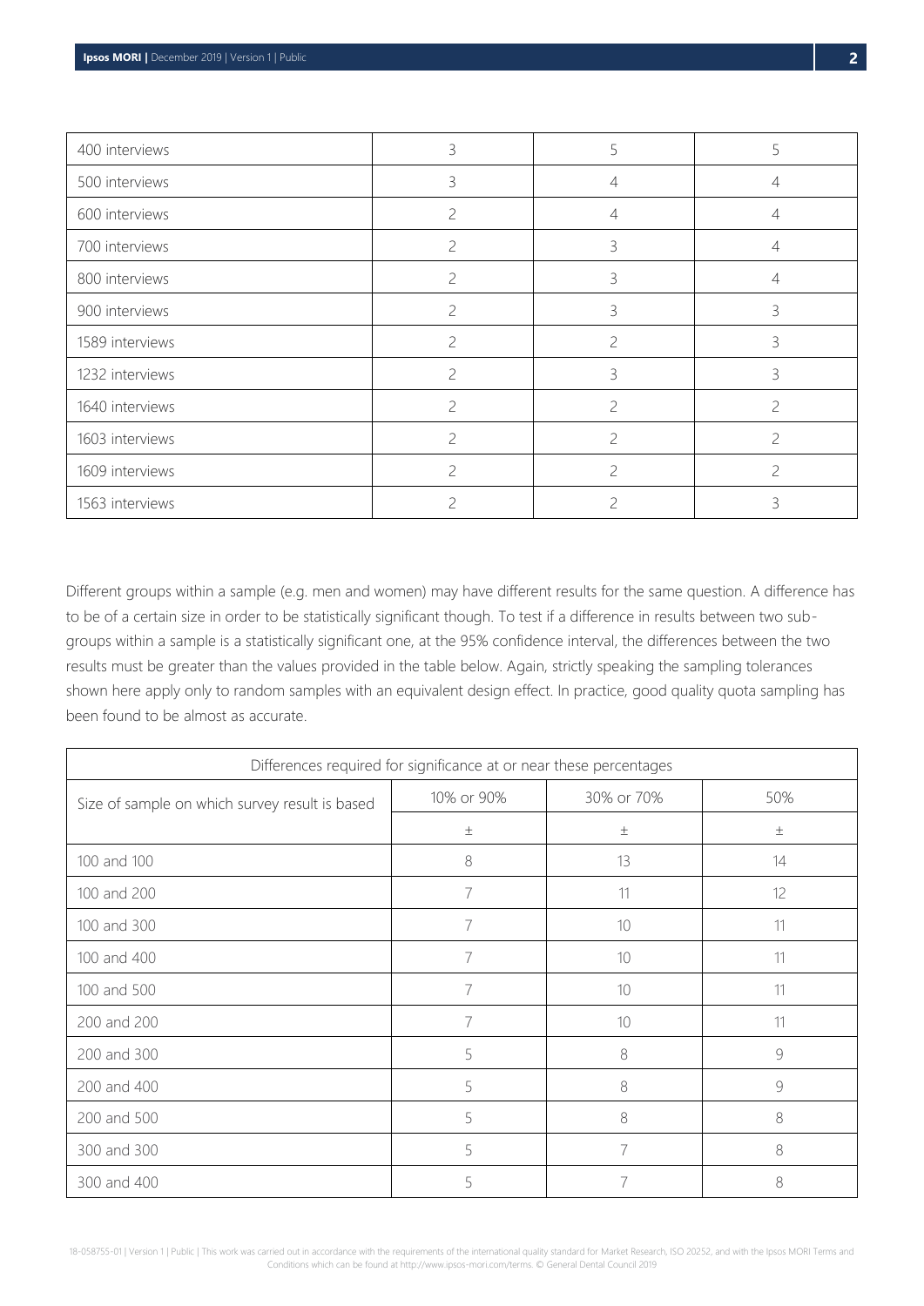| | | | |
|---|---|---|---|
| 400 interviews | 3 | 5 | 5 |
| 500 interviews | 3 | 4 | 4 |
| 600 interviews | 2 | 4 | 4 |
| 700 interviews | 2 | 3 | 4 |
| 800 interviews | 2 | 3 | 4 |
| 900 interviews | 2 | 3 | 3 |
| 1589 interviews | 2 | 2 | 3 |
| 1232 interviews | 2 | 3 | 3 |
| 1640 interviews | 2 | 2 | 2 |
| 1603 interviews | 2 | 2 | 2 |
| 1609 interviews | 2 | 2 | 2 |
| 1563 interviews | 2 | 2 | 3 |

Different groups within a sample (e.g. men and women) may have different results for the same question. A difference has to be of a certain size in order to be statistically significant though. To test if a difference in results between two sub-groups within a sample is a statistically significant one, at the 95% confidence interval, the differences between the two results must be greater than the values provided in the table below. Again, strictly speaking the sampling tolerances shown here apply only to random samples with an equivalent design effect. In practice, good quality quota sampling has been found to be almost as accurate.

| Differences required for significance at or near these percentages | | | |
|---|---|---|---|
| Size of sample on which survey result is based | 10% or 90% | 30% or 70% | 50% |
| | ± | ± | ± |
| 100 and 100 | 8 | 13 | 14 |
| 100 and 200 | 7 | 11 | 12 |
| 100 and 300 | 7 | 10 | 11 |
| 100 and 400 | 7 | 10 | 11 |
| 100 and 500 | 7 | 10 | 11 |
| 200 and 200 | 7 | 10 | 11 |
| 200 and 300 | 5 | 8 | 9 |
| 200 and 400 | 5 | 8 | 9 |
| 200 and 500 | 5 | 8 | 8 |
| 300 and 300 | 5 | 7 | 8 |
| 300 and 400 | 5 | 7 | 8 |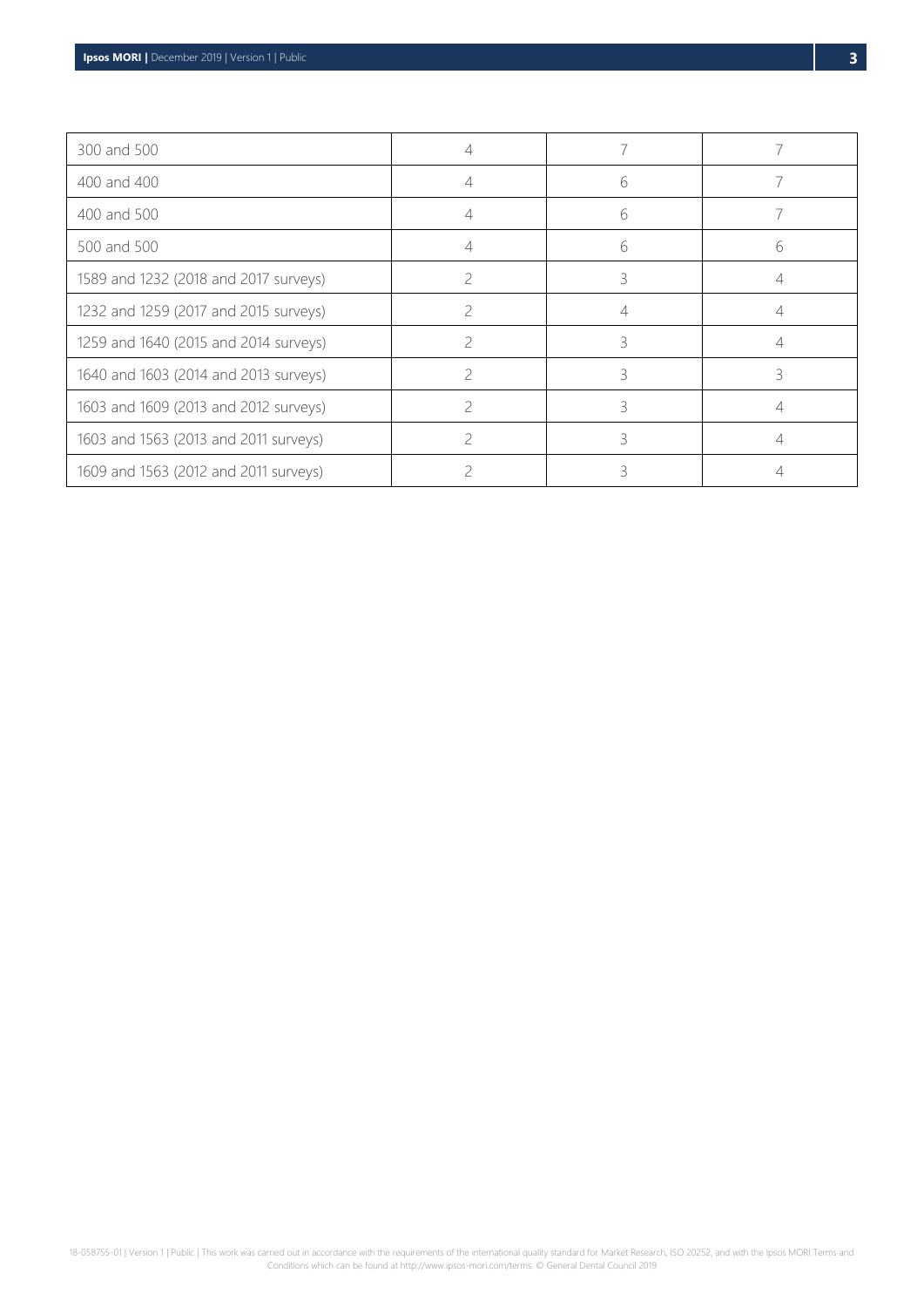| 300 and 500 | 4 | 7 | 7 |
|---|---|---|---|
| 400 and 400 | 4 | 6 | 7 |
| 400 and 500 | 4 | 6 | 7 |
| 500 and 500 | 4 | 6 | 6 |
| 1589 and 1232 (2018 and 2017 surveys) | 2 | 3 | 4 |
| 1232 and 1259 (2017 and 2015 surveys) | 2 | 4 | 4 |
| 1259 and 1640 (2015 and 2014 surveys) | 2 | 3 | 4 |
| 1640 and 1603 (2014 and 2013 surveys) | 2 | 3 | 3 |
| 1603 and 1609 (2013 and 2012 surveys) | 2 | 3 | 4 |
| 1603 and 1563 (2013 and 2011 surveys) | 2 | 3 | 4 |
| 1609 and 1563 (2012 and 2011 surveys) | 2 | 3 | 4 |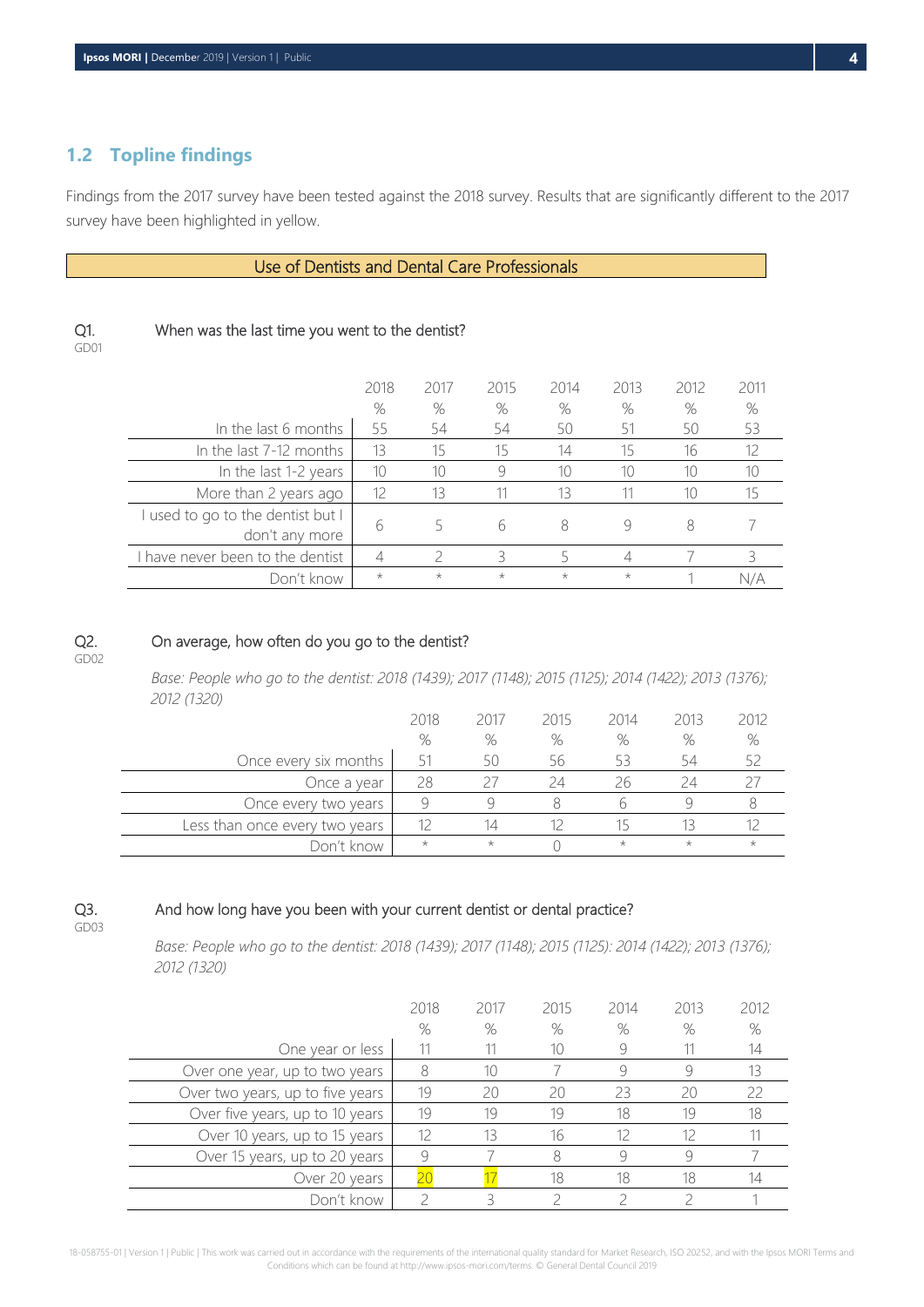## 1.2 Topline findings

Findings from the 2017 survey have been tested against the 2018 survey. Results that are significantly different to the 2017 survey have been highlighted in yellow.

**Use of Dentists and Dental Care Professionals**

**Q1.** GD01 When was the last time you went to the dentist?

| | 2018 % | 2017 % | 2015 % | 2014 % | 2013 % | 2012 % | 2011 % |
|---|---|---|---|---|---|---|---|
| In the last 6 months | 55 | 54 | 54 | 50 | 51 | 50 | 53 |
| In the last 7-12 months | 13 | 15 | 15 | 14 | 15 | 16 | 12 |
| In the last 1-2 years | 10 | 10 | 9 | 10 | 10 | 10 | 10 |
| More than 2 years ago | 12 | 13 | 11 | 13 | 11 | 10 | 15 |
| I used to go to the dentist but I don't any more | 6 | 5 | 6 | 8 | 9 | 8 | 7 |
| I have never been to the dentist | 4 | 2 | 3 | 5 | 4 | 7 | 3 |
| Don't know | * | * | * | * | * | 1 | N/A |

**Q2.** GD02 On average, how often do you go to the dentist?

*Base: People who go to the dentist: 2018 (1439); 2017 (1148); 2015 (1125); 2014 (1422); 2013 (1376); 2012 (1320)*

| | 2018 % | 2017 % | 2015 % | 2014 % | 2013 % | 2012 % |
|---|---|---|---|---|---|---|
| Once every six months | 51 | 50 | 56 | 53 | 54 | 52 |
| Once a year | 28 | 27 | 24 | 26 | 24 | 27 |
| Once every two years | 9 | 9 | 8 | 6 | 9 | 8 |
| Less than once every two years | 12 | 14 | 12 | 15 | 13 | 12 |
| Don't know | * | * | 0 | * | * | * |

**Q3.** GD03 And how long have you been with your current dentist or dental practice?

*Base: People who go to the dentist: 2018 (1439); 2017 (1148); 2015 (1125): 2014 (1422); 2013 (1376); 2012 (1320)*

| | 2018 % | 2017 % | 2015 % | 2014 % | 2013 % | 2012 % |
|---|---|---|---|---|---|---|
| One year or less | 11 | 11 | 10 | 9 | 11 | 14 |
| Over one year, up to two years | 8 | 10 | 7 | 9 | 9 | 13 |
| Over two years, up to five years | 19 | 20 | 20 | 23 | 20 | 22 |
| Over five years, up to 10 years | 19 | 19 | 19 | 18 | 19 | 18 |
| Over 10 years, up to 15 years | 12 | 13 | 16 | 12 | 12 | 11 |
| Over 15 years, up to 20 years | 9 | 7 | 8 | 9 | 9 | 7 |
| Over 20 years | 20 | 17 | 18 | 18 | 18 | 14 |
| Don't know | 2 | 3 | 2 | 2 | 2 | 1 |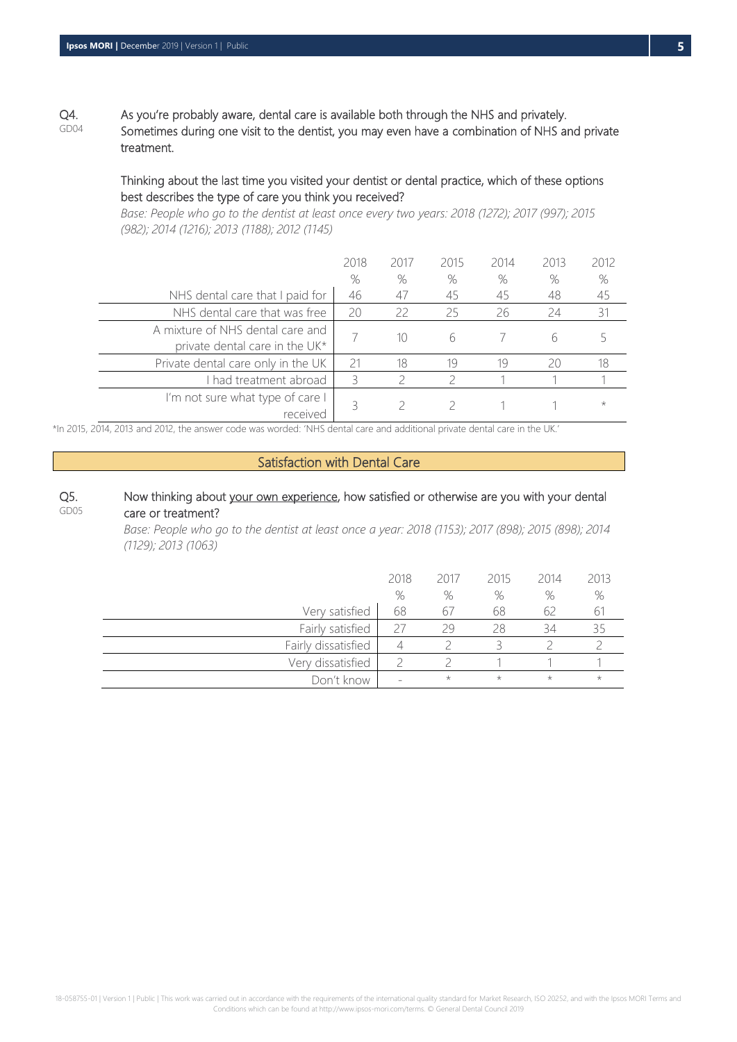Q4. GD04

As you're probably aware, dental care is available both through the NHS and privately. Sometimes during one visit to the dentist, you may even have a combination of NHS and private treatment.

Thinking about the last time you visited your dentist or dental practice, which of these options best describes the type of care you think you received?

*Base: People who go to the dentist at least once every two years: 2018 (1272); 2017 (997); 2015 (982); 2014 (1216); 2013 (1188); 2012 (1145)*

| | 2018 % | 2017 % | 2015 % | 2014 % | 2013 % | 2012 % |
|---|---|---|---|---|---|---|
| NHS dental care that I paid for | 46 | 47 | 45 | 45 | 48 | 45 |
| NHS dental care that was free | 20 | 22 | 25 | 26 | 24 | 31 |
| A mixture of NHS dental care and private dental care in the UK* | 7 | 10 | 6 | 7 | 6 | 5 |
| Private dental care only in the UK | 21 | 18 | 19 | 19 | 20 | 18 |
| I had treatment abroad | 3 | 2 | 2 | 1 | 1 | 1 |
| I'm not sure what type of care I received | 3 | 2 | 2 | 1 | 1 | * |

*In 2015, 2014, 2013 and 2012, the answer code was worded: 'NHS dental care and additional private dental care in the UK.'

## Satisfaction with Dental Care

Q5. GD05

Now thinking about your own experience, how satisfied or otherwise are you with your dental care or treatment?

*Base: People who go to the dentist at least once a year: 2018 (1153); 2017 (898); 2015 (898); 2014 (1129); 2013 (1063)*

| | 2018 % | 2017 % | 2015 % | 2014 % | 2013 % |
|---|---|---|---|---|---|
| Very satisfied | 68 | 67 | 68 | 62 | 61 |
| Fairly satisfied | 27 | 29 | 28 | 34 | 35 |
| Fairly dissatisfied | 4 | 2 | 3 | 2 | 2 |
| Very dissatisfied | 2 | 2 | 1 | 1 | 1 |
| Don't know | - | * | * | * | * |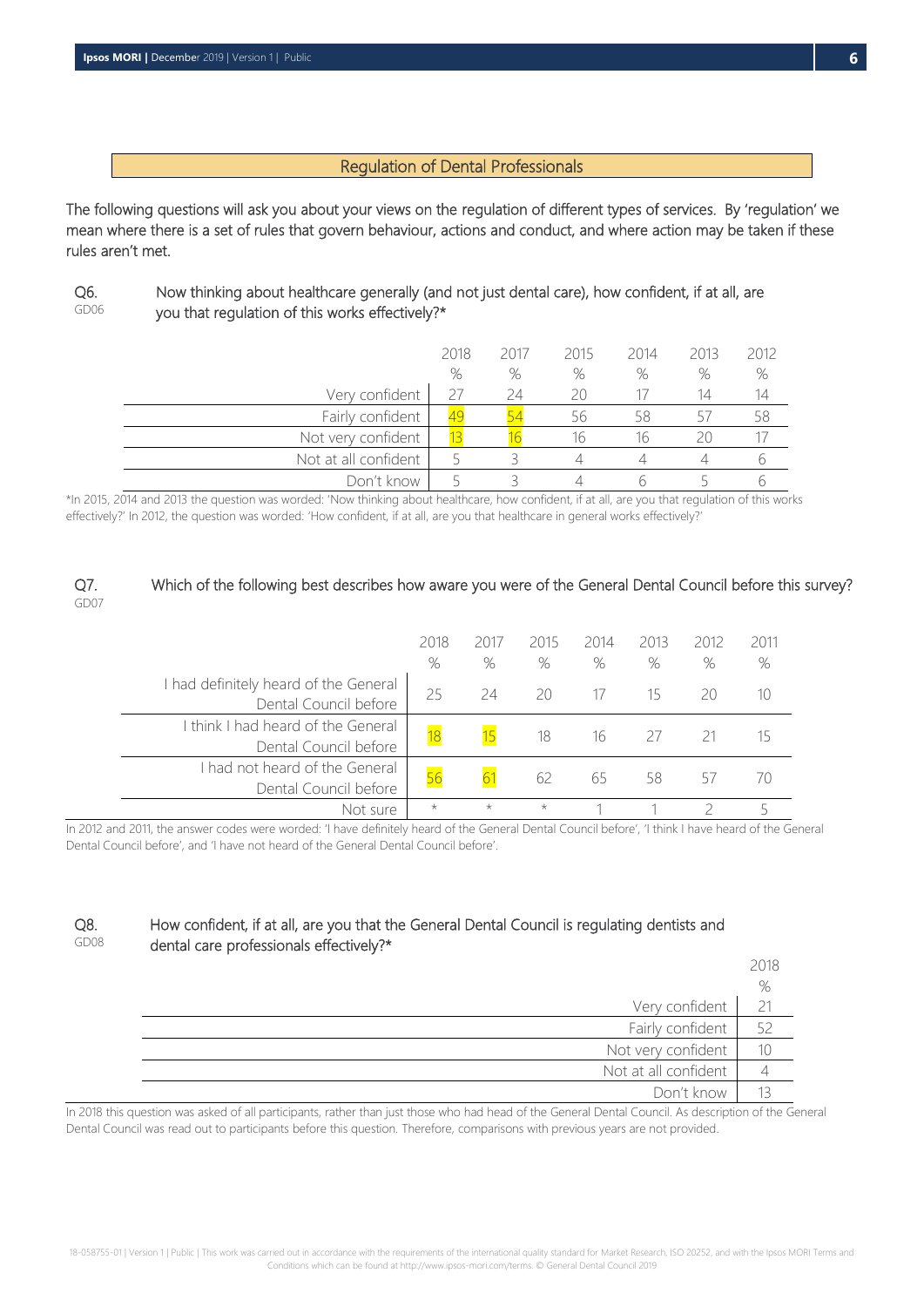## Regulation of Dental Professionals

The following questions will ask you about your views on the regulation of different types of services. By 'regulation' we mean where there is a set of rules that govern behaviour, actions and conduct, and where action may be taken if these rules aren't met.

**Q6.** GD06 Now thinking about healthcare generally (and not just dental care), how confident, if at all, are you that regulation of this works effectively?*

| | 2018 % | 2017 % | 2015 % | 2014 % | 2013 % | 2012 % |
|---|---|---|---|---|---|---|
| Very confident | 27 | 24 | 20 | 17 | 14 | 14 |
| Fairly confident | 49 | 54 | 56 | 58 | 57 | 58 |
| Not very confident | 13 | 16 | 16 | 16 | 20 | 17 |
| Not at all confident | 5 | 3 | 4 | 4 | 4 | 6 |
| Don't know | 5 | 3 | 4 | 6 | 5 | 6 |

*In 2015, 2014 and 2013 the question was worded: 'Now thinking about healthcare, how confident, if at all, are you that regulation of this works effectively?' In 2012, the question was worded: 'How confident, if at all, are you that healthcare in general works effectively?'

**Q7.** GD07 Which of the following best describes how aware you were of the General Dental Council before this survey?

| | 2018 % | 2017 % | 2015 % | 2014 % | 2013 % | 2012 % | 2011 % |
|---|---|---|---|---|---|---|---|
| I had definitely heard of the General Dental Council before | 25 | 24 | 20 | 17 | 15 | 20 | 10 |
| I think I had heard of the General Dental Council before | 18 | 15 | 18 | 16 | 27 | 21 | 15 |
| I had not heard of the General Dental Council before | 56 | 61 | 62 | 65 | 58 | 57 | 70 |
| Not sure | * | * | * | 1 | 1 | 2 | 5 |

In 2012 and 2011, the answer codes were worded: 'I have definitely heard of the General Dental Council before', 'I think I have heard of the General Dental Council before', and 'I have not heard of the General Dental Council before'.

**Q8.** GD08 How confident, if at all, are you that the General Dental Council is regulating dentists and dental care professionals effectively?*

| | 2018 % |
|---|---|
| Very confident | 21 |
| Fairly confident | 52 |
| Not very confident | 10 |
| Not at all confident | 4 |
| Don't know | 13 |

In 2018 this question was asked of all participants, rather than just those who had head of the General Dental Council. As description of the General Dental Council was read out to participants before this question. Therefore, comparisons with previous years are not provided.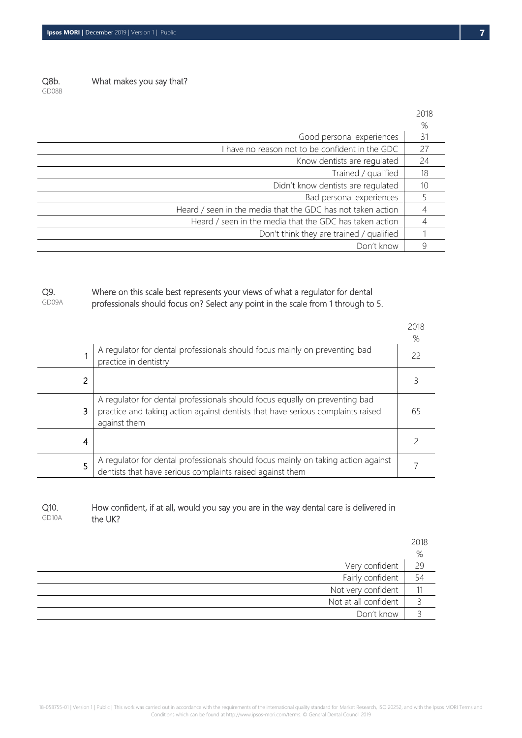Q8b. GD08B What makes you say that?

| | 2018 % |
|---|---|
| Good personal experiences | 31 |
| I have no reason not to be confident in the GDC | 27 |
| Know dentists are regulated | 24 |
| Trained / qualified | 18 |
| Didn't know dentists are regulated | 10 |
| Bad personal experiences | 5 |
| Heard / seen in the media that the GDC has not taken action | 4 |
| Heard / seen in the media that the GDC has taken action | 4 |
| Don't think they are trained / qualified | 1 |
| Don't know | 9 |

Q9. GD09A Where on this scale best represents your views of what a regulator for dental professionals should focus on? Select any point in the scale from 1 through to 5.

| | | 2018 % |
|---|---|---|
| 1 | A regulator for dental professionals should focus mainly on preventing bad practice in dentistry | 22 |
| 2 | | 3 |
| 3 | A regulator for dental professionals should focus equally on preventing bad practice and taking action against dentists that have serious complaints raised against them | 65 |
| 4 | | 2 |
| 5 | A regulator for dental professionals should focus mainly on taking action against dentists that have serious complaints raised against them | 7 |

Q10. GD10A How confident, if at all, would you say you are in the way dental care is delivered in the UK?

| | 2018 % |
|---|---|
| Very confident | 29 |
| Fairly confident | 54 |
| Not very confident | 11 |
| Not at all confident | 3 |
| Don't know | 3 |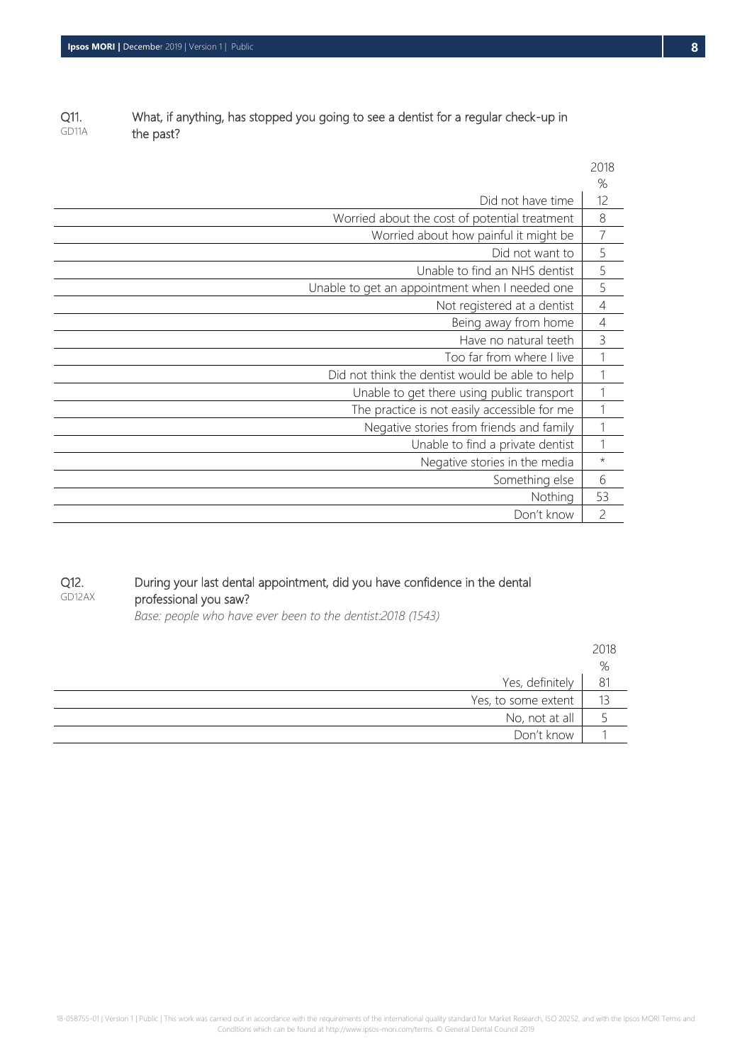Q11. GD11A What, if anything, has stopped you going to see a dentist for a regular check-up in the past?

| | 2018 % |
|---|---|
| Did not have time | 12 |
| Worried about the cost of potential treatment | 8 |
| Worried about how painful it might be | 7 |
| Did not want to | 5 |
| Unable to find an NHS dentist | 5 |
| Unable to get an appointment when I needed one | 5 |
| Not registered at a dentist | 4 |
| Being away from home | 4 |
| Have no natural teeth | 3 |
| Too far from where I live | 1 |
| Did not think the dentist would be able to help | 1 |
| Unable to get there using public transport | 1 |
| The practice is not easily accessible for me | 1 |
| Negative stories from friends and family | 1 |
| Unable to find a private dentist | 1 |
| Negative stories in the media | * |
| Something else | 6 |
| Nothing | 53 |
| Don't know | 2 |

Q12. GD12AX During your last dental appointment, did you have confidence in the dental professional you saw?

*Base: people who have ever been to the dentist:2018 (1543)*

| | 2018 % |
|---|---|
| Yes, definitely | 81 |
| Yes, to some extent | 13 |
| No, not at all | 5 |
| Don't know | 1 |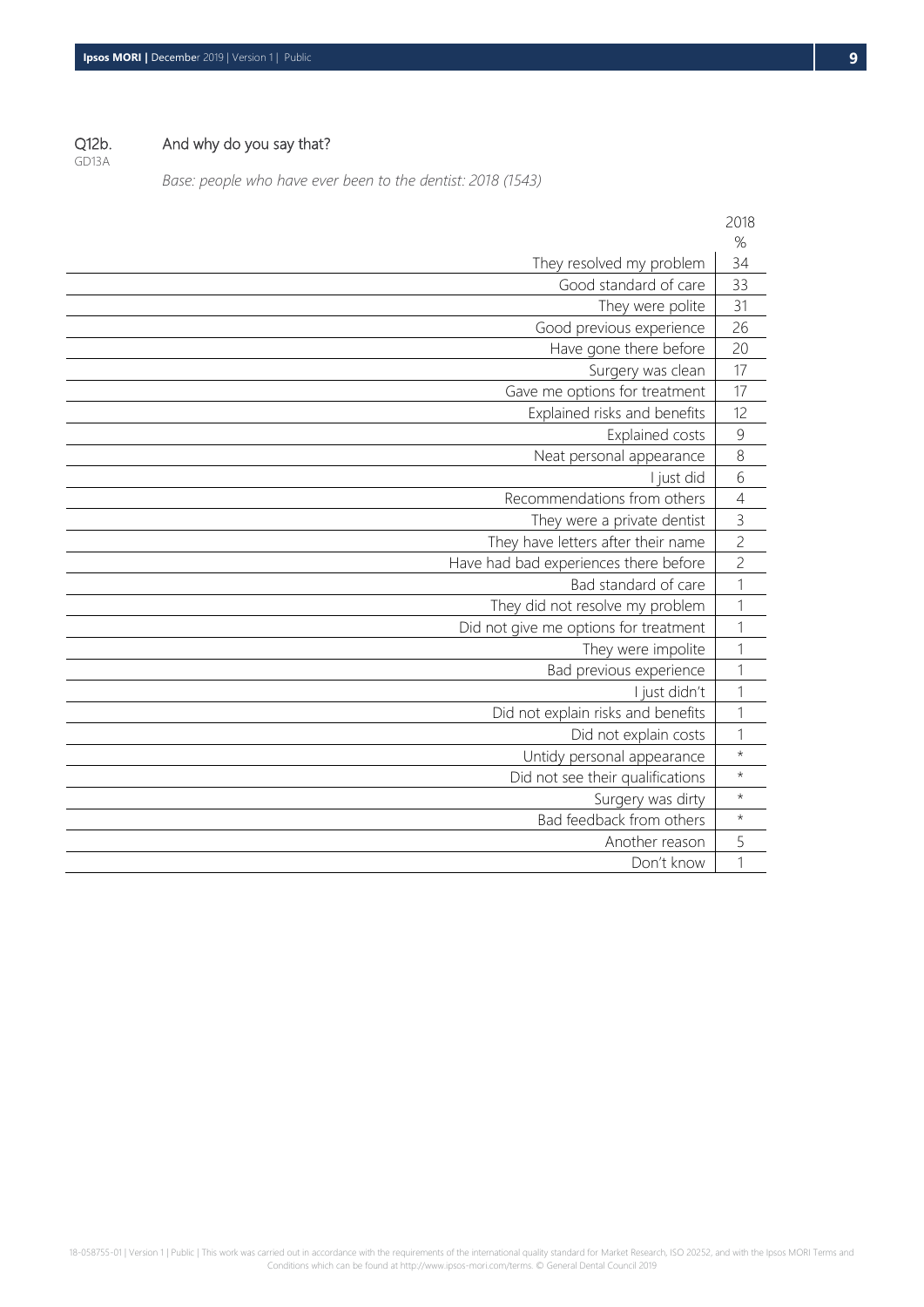Q12b. And why do you say that?

GD13A

*Base: people who have ever been to the dentist: 2018 (1543)*

| | 2018 |
|---|---|
| | % |
| They resolved my problem | 34 |
| Good standard of care | 33 |
| They were polite | 31 |
| Good previous experience | 26 |
| Have gone there before | 20 |
| Surgery was clean | 17 |
| Gave me options for treatment | 17 |
| Explained risks and benefits | 12 |
| Explained costs | 9 |
| Neat personal appearance | 8 |
| I just did | 6 |
| Recommendations from others | 4 |
| They were a private dentist | 3 |
| They have letters after their name | 2 |
| Have had bad experiences there before | 2 |
| Bad standard of care | 1 |
| They did not resolve my problem | 1 |
| Did not give me options for treatment | 1 |
| They were impolite | 1 |
| Bad previous experience | 1 |
| I just didn't | 1 |
| Did not explain risks and benefits | 1 |
| Did not explain costs | 1 |
| Untidy personal appearance | * |
| Did not see their qualifications | * |
| Surgery was dirty | * |
| Bad feedback from others | * |
| Another reason | 5 |
| Don't know | 1 |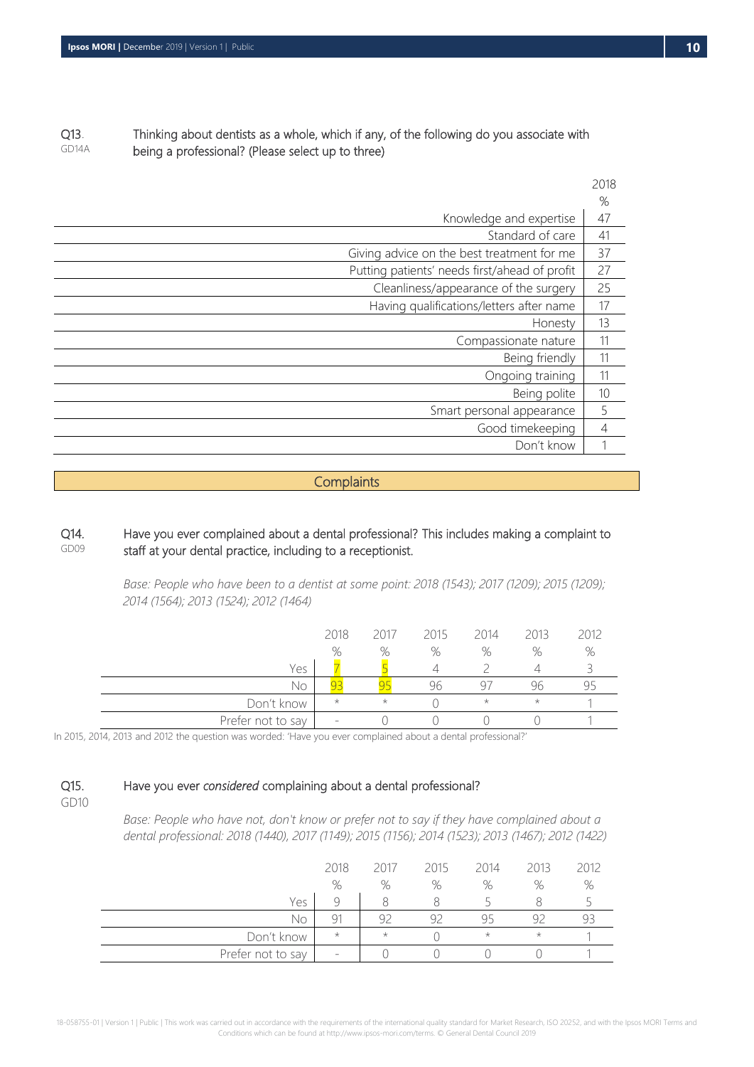**Q13.** GD14A

Thinking about dentists as a whole, which if any, of the following do you associate with being a professional? (Please select up to three)

| | 2018 |
|---|---|
| | % |
| Knowledge and expertise | 47 |
| Standard of care | 41 |
| Giving advice on the best treatment for me | 37 |
| Putting patients' needs first/ahead of profit | 27 |
| Cleanliness/appearance of the surgery | 25 |
| Having qualifications/letters after name | 17 |
| Honesty | 13 |
| Compassionate nature | 11 |
| Being friendly | 11 |
| Ongoing training | 11 |
| Being polite | 10 |
| Smart personal appearance | 5 |
| Good timekeeping | 4 |
| Don't know | 1 |

## Complaints

**Q14.** GD09

Have you ever complained about a dental professional? This includes making a complaint to staff at your dental practice, including to a receptionist.

*Base: People who have been to a dentist at some point: 2018 (1543); 2017 (1209); 2015 (1209); 2014 (1564); 2013 (1524); 2012 (1464)*

| | 2018 | 2017 | 2015 | 2014 | 2013 | 2012 |
|---|---|---|---|---|---|---|
| | % | % | % | % | % | % |
| Yes | 7 | 5 | 4 | 2 | 4 | 3 |
| No | 93 | 95 | 96 | 97 | 96 | 95 |
| Don't know | * | * | 0 | * | * | 1 |
| Prefer not to say | - | 0 | 0 | 0 | 0 | 1 |

In 2015, 2014, 2013 and 2012 the question was worded: 'Have you ever complained about a dental professional?'

**Q15.** GD10

Have you ever *considered* complaining about a dental professional?

*Base: People who have not, don't know or prefer not to say if they have complained about a dental professional: 2018 (1440), 2017 (1149); 2015 (1156); 2014 (1523); 2013 (1467); 2012 (1422)*

| | 2018 | 2017 | 2015 | 2014 | 2013 | 2012 |
|---|---|---|---|---|---|---|
| | % | % | % | % | % | % |
| Yes | 9 | 8 | 8 | 5 | 8 | 5 |
| No | 91 | 92 | 92 | 95 | 92 | 93 |
| Don't know | * | * | 0 | * | * | 1 |
| Prefer not to say | - | 0 | 0 | 0 | 0 | 1 |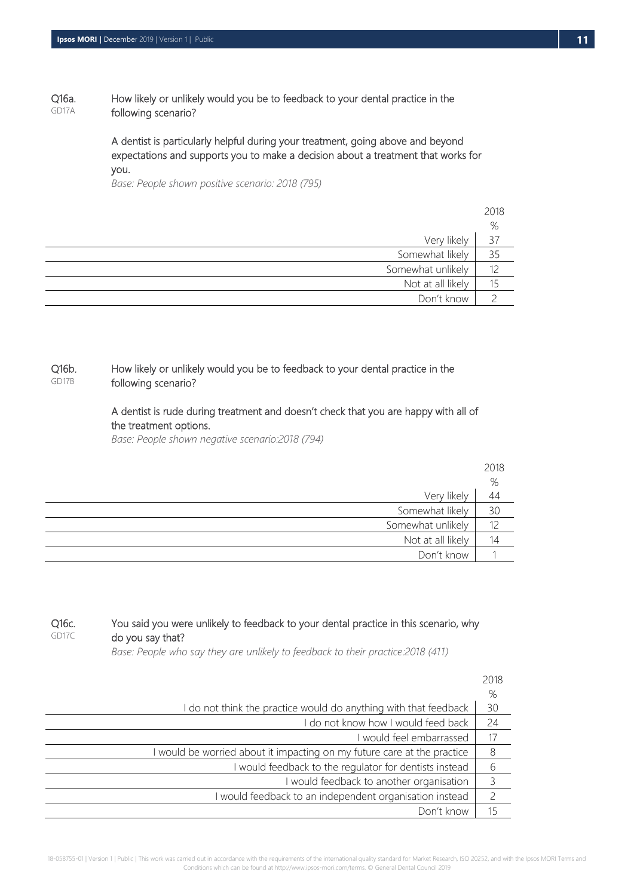**Q16a.** GD17A

How likely or unlikely would you be to feedback to your dental practice in the following scenario?

A dentist is particularly helpful during your treatment, going above and beyond expectations and supports you to make a decision about a treatment that works for you.

*Base: People shown positive scenario: 2018 (795)*

| | 2018 % |
|---|---|
| Very likely | 37 |
| Somewhat likely | 35 |
| Somewhat unlikely | 12 |
| Not at all likely | 15 |
| Don't know | 2 |

**Q16b.** GD17B

How likely or unlikely would you be to feedback to your dental practice in the following scenario?

A dentist is rude during treatment and doesn't check that you are happy with all of the treatment options.

*Base: People shown negative scenario:2018 (794)*

| | 2018 % |
|---|---|
| Very likely | 44 |
| Somewhat likely | 30 |
| Somewhat unlikely | 12 |
| Not at all likely | 14 |
| Don't know | 1 |

**Q16c.** GD17C

You said you were unlikely to feedback to your dental practice in this scenario, why do you say that?

*Base: People who say they are unlikely to feedback to their practice:2018 (411)*

| | 2018 % |
|---|---|
| I do not think the practice would do anything with that feedback | 30 |
| I do not know how I would feed back | 24 |
| I would feel embarrassed | 17 |
| I would be worried about it impacting on my future care at the practice | 8 |
| I would feedback to the regulator for dentists instead | 6 |
| I would feedback to another organisation | 3 |
| I would feedback to an independent organisation instead | 2 |
| Don't know | 15 |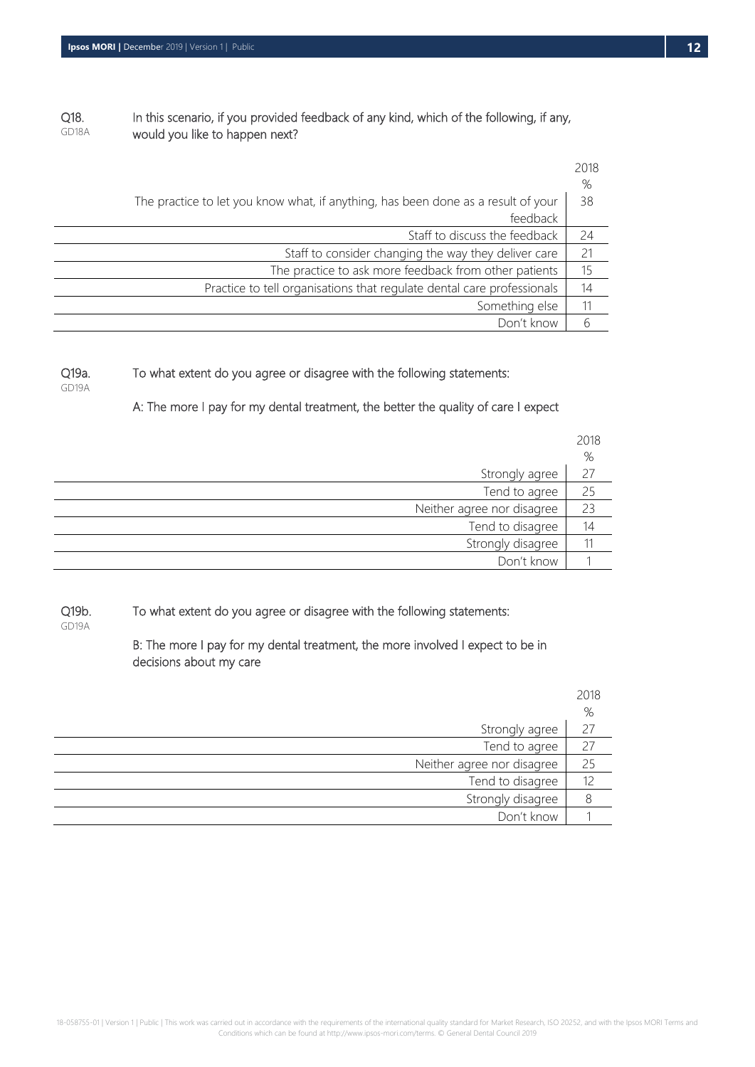Q18. GD18A In this scenario, if you provided feedback of any kind, which of the following, if any, would you like to happen next?

| | 2018 % |
|---|---|
| The practice to let you know what, if anything, has been done as a result of your feedback | 38 |
| Staff to discuss the feedback | 24 |
| Staff to consider changing the way they deliver care | 21 |
| The practice to ask more feedback from other patients | 15 |
| Practice to tell organisations that regulate dental care professionals | 14 |
| Something else | 11 |
| Don't know | 6 |

Q19a. GD19A To what extent do you agree or disagree with the following statements:

A: The more I pay for my dental treatment, the better the quality of care I expect

| | 2018 % |
|---|---|
| Strongly agree | 27 |
| Tend to agree | 25 |
| Neither agree nor disagree | 23 |
| Tend to disagree | 14 |
| Strongly disagree | 11 |
| Don't know | 1 |

Q19b. GD19A To what extent do you agree or disagree with the following statements:

B: The more I pay for my dental treatment, the more involved I expect to be in decisions about my care

| | 2018 % |
|---|---|
| Strongly agree | 27 |
| Tend to agree | 27 |
| Neither agree nor disagree | 25 |
| Tend to disagree | 12 |
| Strongly disagree | 8 |
| Don't know | 1 |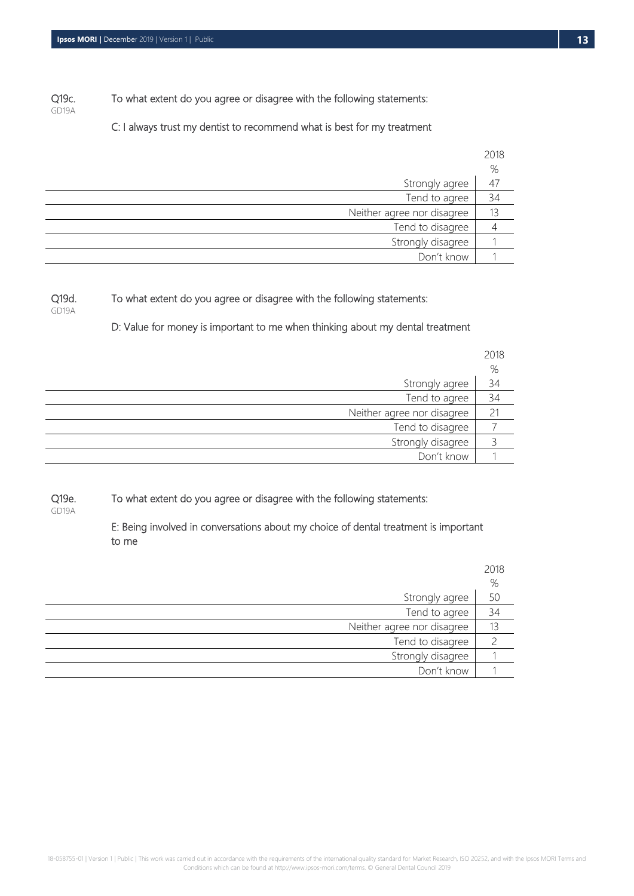Q19c.
GD19A

To what extent do you agree or disagree with the following statements:

C: I always trust my dentist to recommend what is best for my treatment

| | 2018 |
|---|---|
| | % |
| Strongly agree | 47 |
| Tend to agree | 34 |
| Neither agree nor disagree | 13 |
| Tend to disagree | 4 |
| Strongly disagree | 1 |
| Don't know | 1 |

Q19d.
GD19A

To what extent do you agree or disagree with the following statements:

D: Value for money is important to me when thinking about my dental treatment

| | 2018 |
|---|---|
| | % |
| Strongly agree | 34 |
| Tend to agree | 34 |
| Neither agree nor disagree | 21 |
| Tend to disagree | 7 |
| Strongly disagree | 3 |
| Don't know | 1 |

Q19e.
GD19A

To what extent do you agree or disagree with the following statements:

E: Being involved in conversations about my choice of dental treatment is important to me

| | 2018 |
|---|---|
| | % |
| Strongly agree | 50 |
| Tend to agree | 34 |
| Neither agree nor disagree | 13 |
| Tend to disagree | 2 |
| Strongly disagree | 1 |
| Don't know | 1 |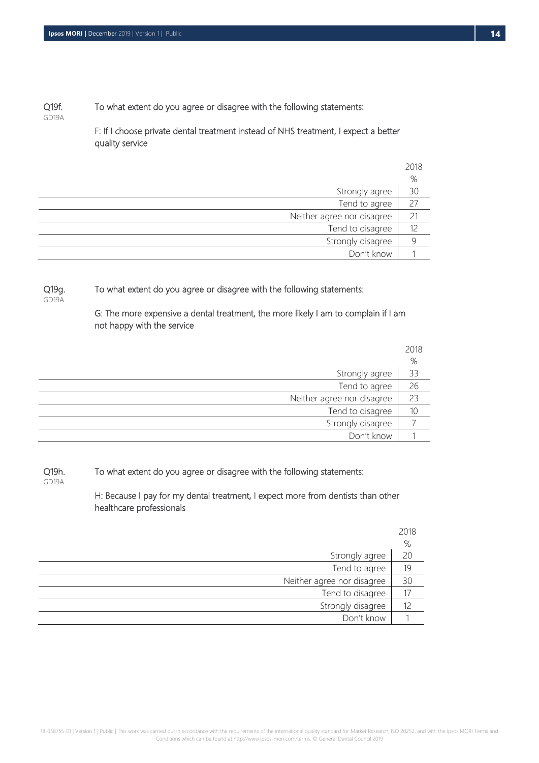Q19f. To what extent do you agree or disagree with the following statements:

GD19A

F: If I choose private dental treatment instead of NHS treatment, I expect a better quality service

| | 2018 |
|---|---|
| | % |
| Strongly agree | 30 |
| Tend to agree | 27 |
| Neither agree nor disagree | 21 |
| Tend to disagree | 12 |
| Strongly disagree | 9 |
| Don't know | 1 |

Q19g. To what extent do you agree or disagree with the following statements:

GD19A

G: The more expensive a dental treatment, the more likely I am to complain if I am not happy with the service

| | 2018 |
|---|---|
| | % |
| Strongly agree | 33 |
| Tend to agree | 26 |
| Neither agree nor disagree | 23 |
| Tend to disagree | 10 |
| Strongly disagree | 7 |
| Don't know | 1 |

Q19h. To what extent do you agree or disagree with the following statements:

GD19A

H: Because I pay for my dental treatment, I expect more from dentists than other healthcare professionals

| | 2018 |
|---|---|
| | % |
| Strongly agree | 20 |
| Tend to agree | 19 |
| Neither agree nor disagree | 30 |
| Tend to disagree | 17 |
| Strongly disagree | 12 |
| Don't know | 1 |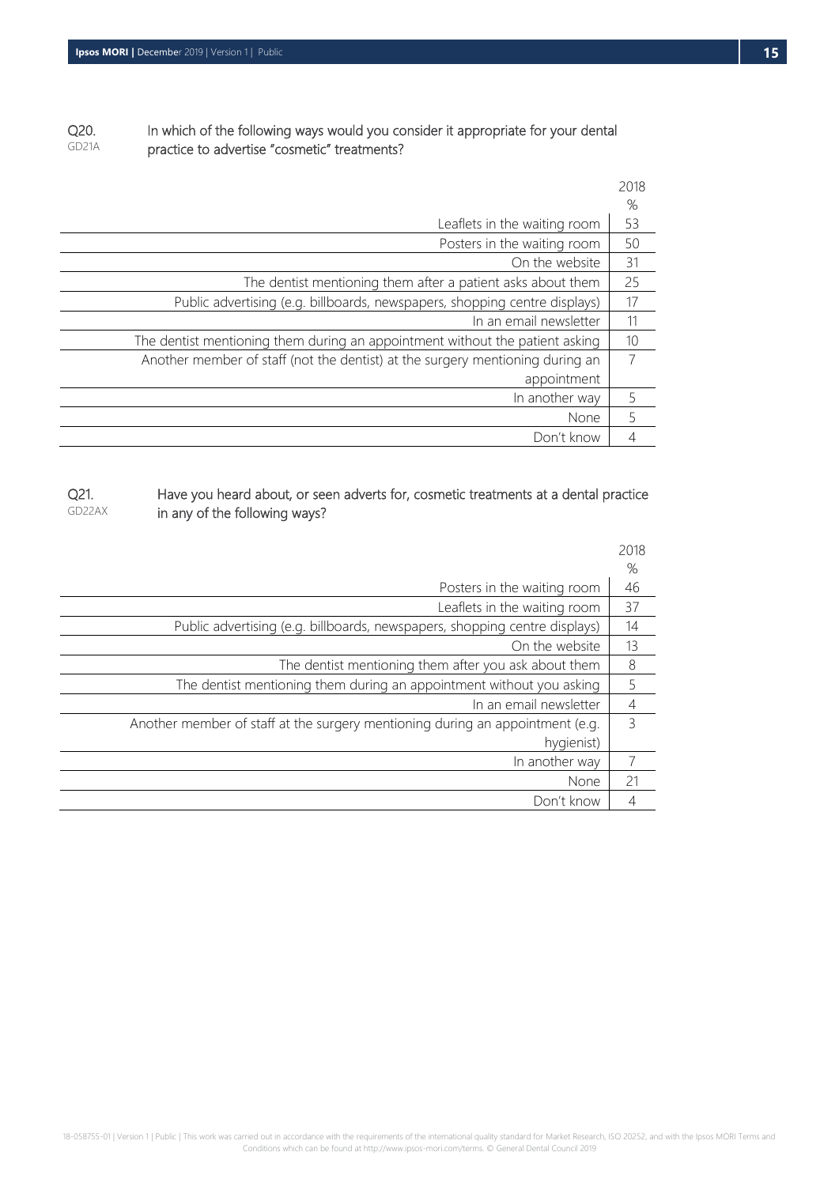**Q20.** GD21A — In which of the following ways would you consider it appropriate for your dental practice to advertise "cosmetic" treatments?

| | 2018 % |
|---|---|
| Leaflets in the waiting room | 53 |
| Posters in the waiting room | 50 |
| On the website | 31 |
| The dentist mentioning them after a patient asks about them | 25 |
| Public advertising (e.g. billboards, newspapers, shopping centre displays) | 17 |
| In an email newsletter | 11 |
| The dentist mentioning them during an appointment without the patient asking | 10 |
| Another member of staff (not the dentist) at the surgery mentioning during an appointment | 7 |
| In another way | 5 |
| None | 5 |
| Don't know | 4 |

**Q21.** GD22AX — Have you heard about, or seen adverts for, cosmetic treatments at a dental practice in any of the following ways?

| | 2018 % |
|---|---|
| Posters in the waiting room | 46 |
| Leaflets in the waiting room | 37 |
| Public advertising (e.g. billboards, newspapers, shopping centre displays) | 14 |
| On the website | 13 |
| The dentist mentioning them after you ask about them | 8 |
| The dentist mentioning them during an appointment without you asking | 5 |
| In an email newsletter | 4 |
| Another member of staff at the surgery mentioning during an appointment (e.g. hygienist) | 3 |
| In another way | 7 |
| None | 21 |
| Don't know | 4 |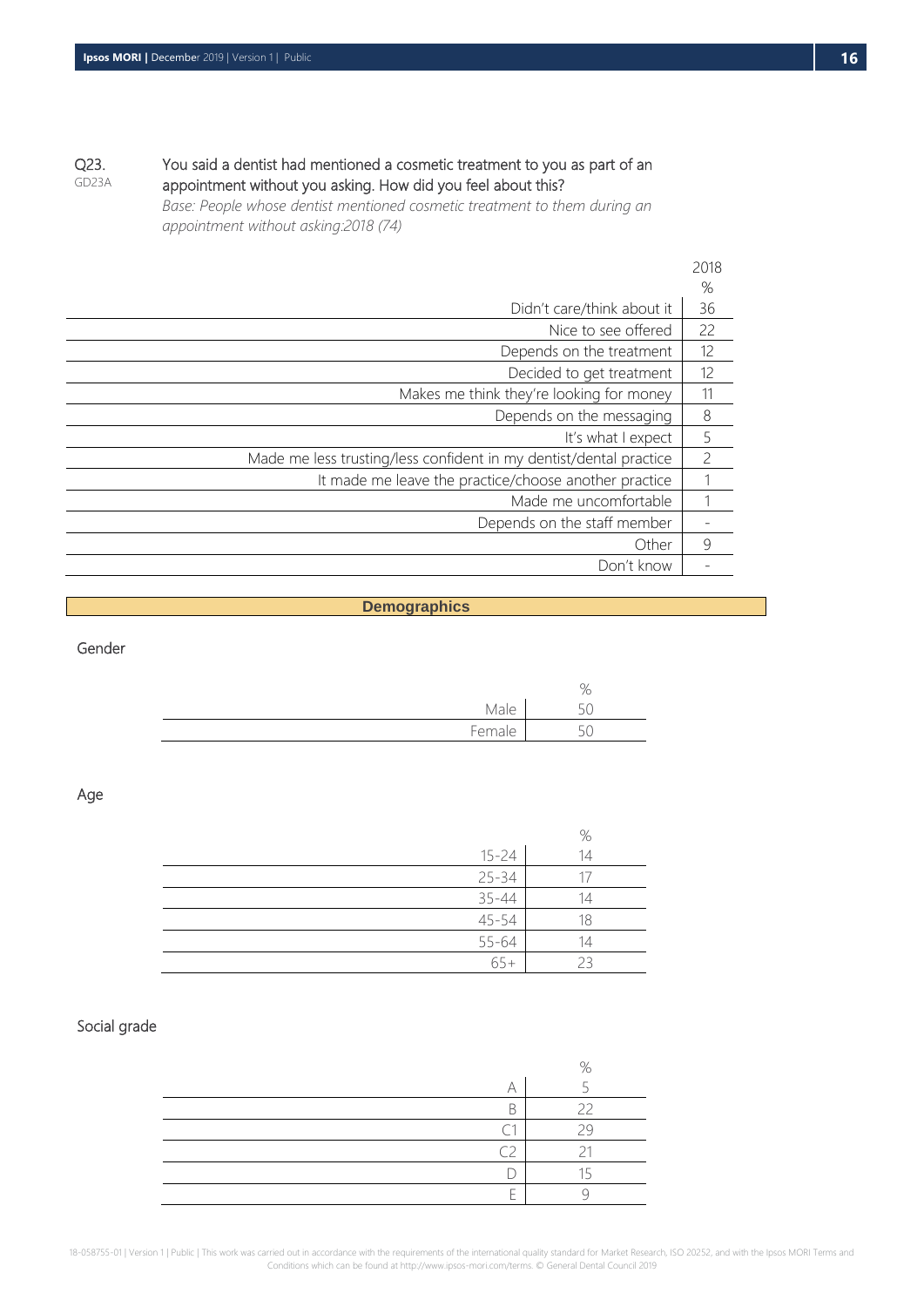Q23. GD23A

**You said a dentist had mentioned a cosmetic treatment to you as part of an appointment without you asking. How did you feel about this?**

*Base: People whose dentist mentioned cosmetic treatment to them during an appointment without asking:2018 (74)*

| | 2018 % |
|---|---|
| Didn't care/think about it | 36 |
| Nice to see offered | 22 |
| Depends on the treatment | 12 |
| Decided to get treatment | 12 |
| Makes me think they're looking for money | 11 |
| Depends on the messaging | 8 |
| It's what I expect | 5 |
| Made me less trusting/less confident in my dentist/dental practice | 2 |
| It made me leave the practice/choose another practice | 1 |
| Made me uncomfortable | 1 |
| Depends on the staff member | - |
| Other | 9 |
| Don't know | - |

## Demographics

### Gender

| | % |
|---|---|
| Male | 50 |
| Female | 50 |

### Age

| | % |
|---|---|
| 15-24 | 14 |
| 25-34 | 17 |
| 35-44 | 14 |
| 45-54 | 18 |
| 55-64 | 14 |
| 65+ | 23 |

### Social grade

| | % |
|---|---|
| A | 5 |
| B | 22 |
| C1 | 29 |
| C2 | 21 |
| D | 15 |
| E | 9 |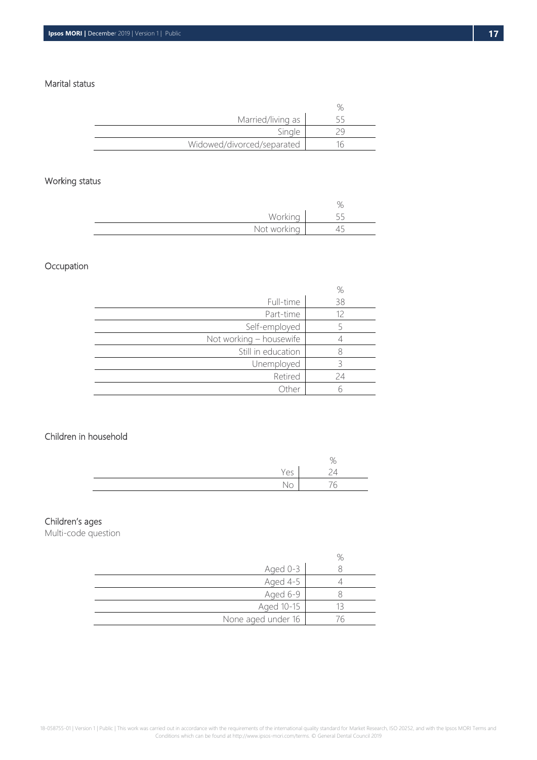Marital status

| | % |
|---|---|
| Married/living as | 55 |
| Single | 29 |
| Widowed/divorced/separated | 16 |

Working status

| | % |
|---|---|
| Working | 55 |
| Not working | 45 |

Occupation

| | % |
|---|---|
| Full-time | 38 |
| Part-time | 12 |
| Self-employed | 5 |
| Not working – housewife | 4 |
| Still in education | 8 |
| Unemployed | 3 |
| Retired | 24 |
| Other | 6 |

Children in household

| | % |
|---|---|
| Yes | 24 |
| No | 76 |

Children's ages
Multi-code question

| | % |
|---|---|
| Aged 0-3 | 8 |
| Aged 4-5 | 4 |
| Aged 6-9 | 8 |
| Aged 10-15 | 13 |
| None aged under 16 | 76 |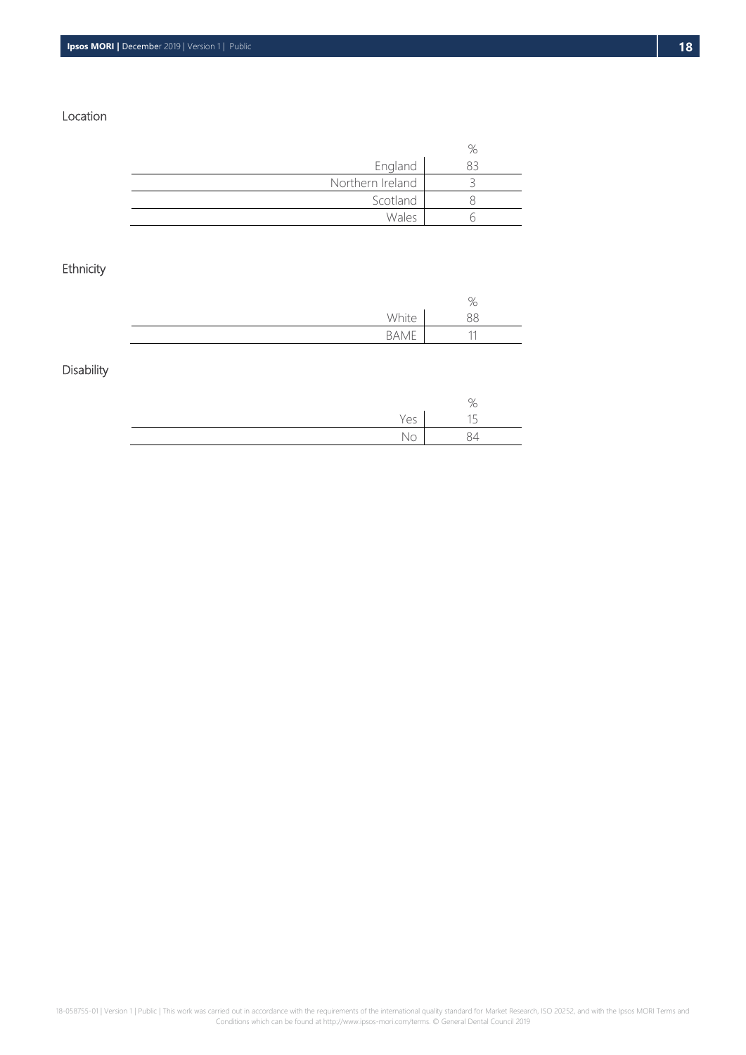### Location

| | % |
|---|---|
| England | 83 |
| Northern Ireland | 3 |
| Scotland | 8 |
| Wales | 6 |

### Ethnicity

| | % |
|---|---|
| White | 88 |
| BAME | 11 |

### Disability

| | % |
|---|---|
| Yes | 15 |
| No | 84 |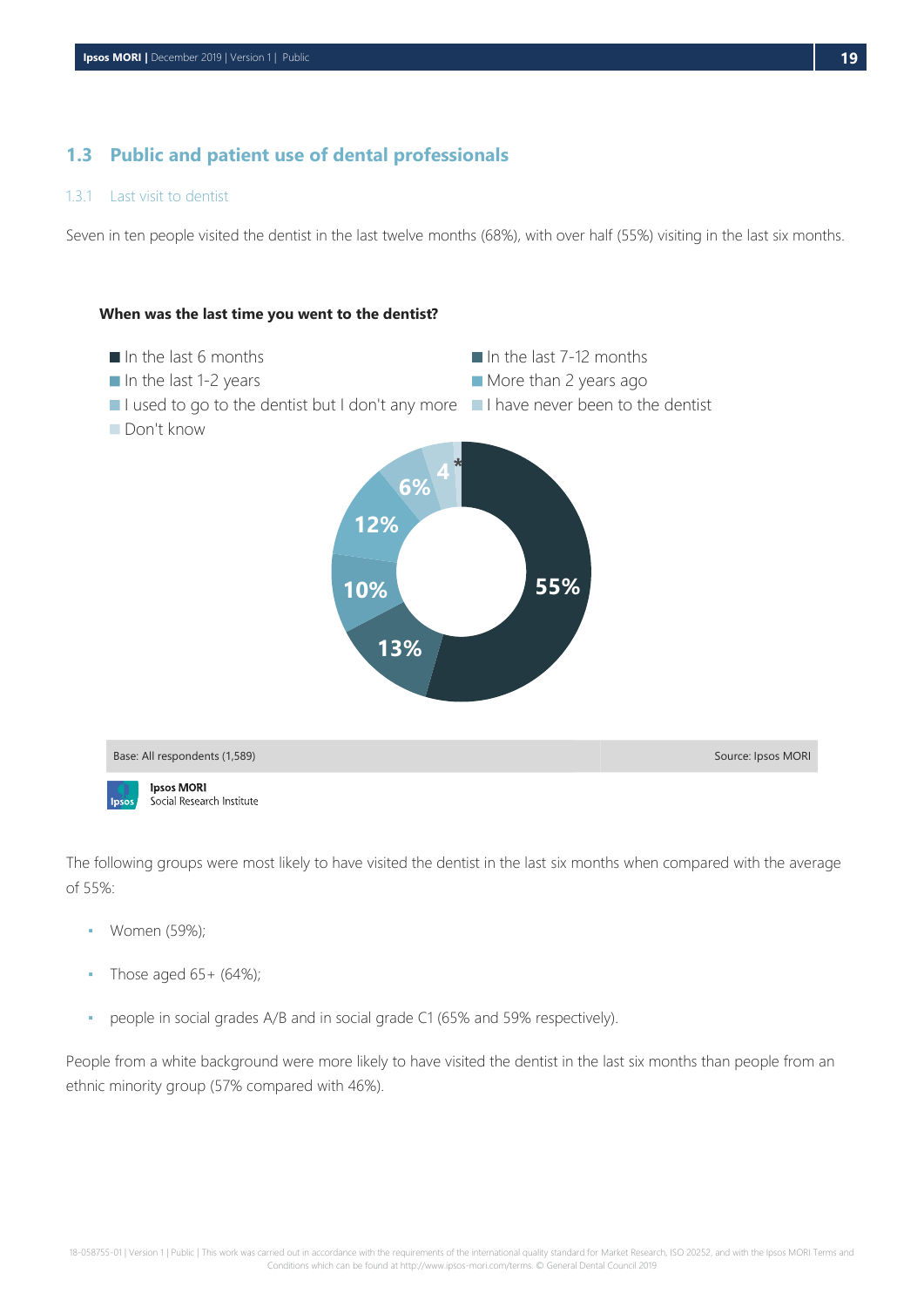## 1.3 Public and patient use of dental professionals

### 1.3.1 Last visit to dentist

Seven in ten people visited the dentist in the last twelve months (68%), with over half (55%) visiting in the last six months.

**When was the last time you went to the dentist?**

| Response | % |
|---|---|
| In the last 6 months | 55% |
| In the last 7-12 months | 13% |
| In the last 1-2 years | 10% |
| More than 2 years ago | 12% |
| I used to go to the dentist but I don't any more | 6% |
| I have never been to the dentist | 4 |
| Don't know | * |

Base: All respondents (1,589)

Source: Ipsos MORI

Ipsos MORI
Social Research Institute

The following groups were most likely to have visited the dentist in the last six months when compared with the average of 55%:

- Women (59%);
- Those aged 65+ (64%);
- people in social grades A/B and in social grade C1 (65% and 59% respectively).

People from a white background were more likely to have visited the dentist in the last six months than people from an ethnic minority group (57% compared with 46%).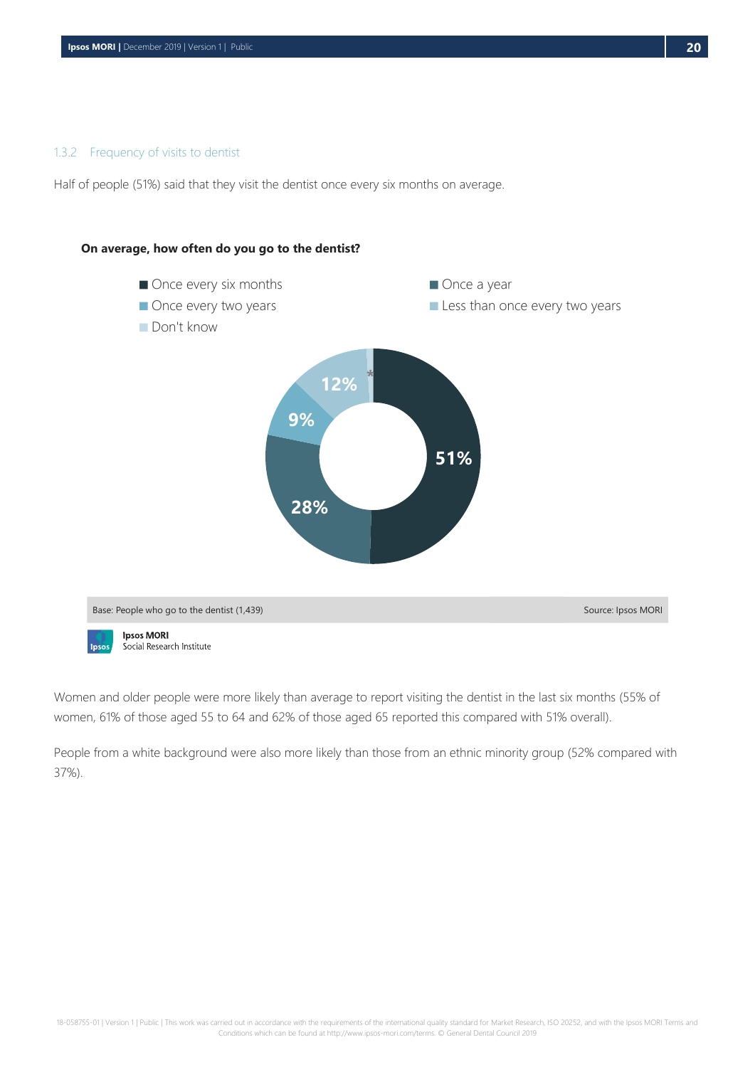### 1.3.2 Frequency of visits to dentist

Half of people (51%) said that they visit the dentist once every six months on average.

**On average, how often do you go to the dentist?**

- Once every six months: 51%
- Once a year: 28%
- Once every two years: 9%
- Less than once every two years: 12%
- Don't know: *

Base: People who go to the dentist (1,439)

Source: Ipsos MORI

Ipsos MORI
Social Research Institute

Women and older people were more likely than average to report visiting the dentist in the last six months (55% of women, 61% of those aged 55 to 64 and 62% of those aged 65 reported this compared with 51% overall).

People from a white background were also more likely than those from an ethnic minority group (52% compared with 37%).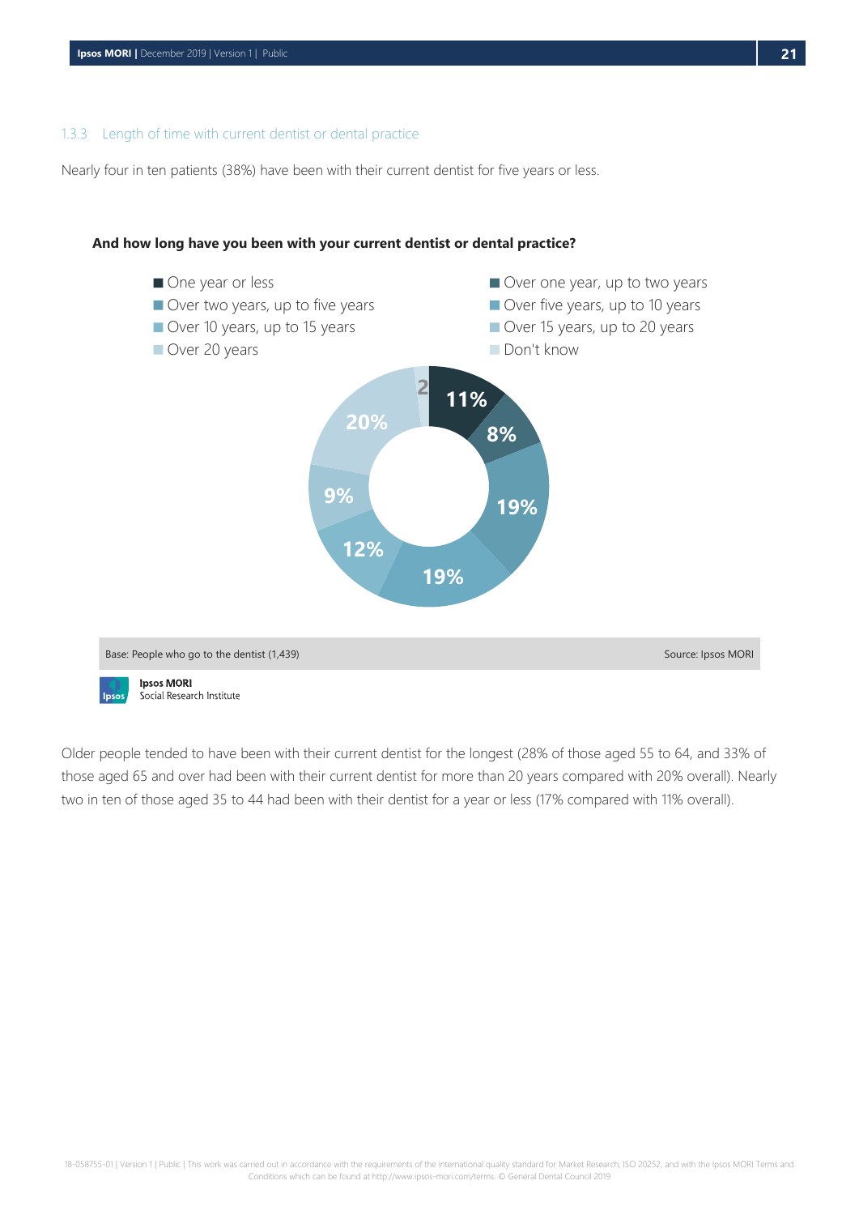### 1.3.3 Length of time with current dentist or dental practice

Nearly four in ten patients (38%) have been with their current dentist for five years or less.

**And how long have you been with your current dentist or dental practice?**

| Response | % |
|---|---|
| One year or less | 11% |
| Over one year, up to two years | 8% |
| Over two years, up to five years | 19% |
| Over five years, up to 10 years | 19% |
| Over 10 years, up to 15 years | 12% |
| Over 15 years, up to 20 years | 9% |
| Over 20 years | 20% |
| Don't know | 2 |

Base: People who go to the dentist (1,439)

Source: Ipsos MORI

Ipsos MORI
Social Research Institute

Older people tended to have been with their current dentist for the longest (28% of those aged 55 to 64, and 33% of those aged 65 and over had been with their current dentist for more than 20 years compared with 20% overall). Nearly two in ten of those aged 35 to 44 had been with their dentist for a year or less (17% compared with 11% overall).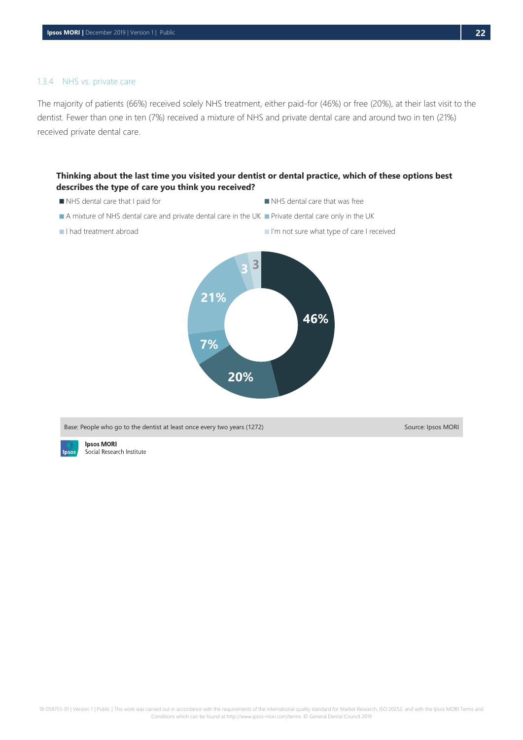### 1.3.4 NHS vs. private care

The majority of patients (66%) received solely NHS treatment, either paid-for (46%) or free (20%), at their last visit to the dentist. Fewer than one in ten (7%) received a mixture of NHS and private dental care and around two in ten (21%) received private dental care.

**Thinking about the last time you visited your dentist or dental practice, which of these options best describes the type of care you think you received?**

| Option | % |
|---|---|
| NHS dental care that I paid for | 46% |
| NHS dental care that was free | 20% |
| A mixture of NHS dental care and private dental care in the UK | 7% |
| Private dental care only in the UK | 21% |
| I had treatment abroad | 3 |
| I'm not sure what type of care I received | 3 |

Base: People who go to the dentist at least once every two years (1272)

Source: Ipsos MORI

Ipsos MORI
Social Research Institute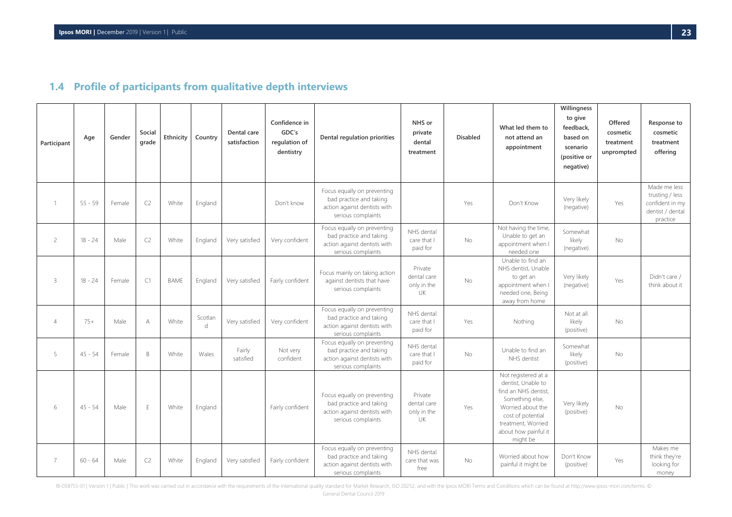## 1.4 Profile of participants from qualitative depth interviews

| Participant | Age | Gender | Social grade | Ethnicity | Country | Dental care satisfaction | Confidence in GDC's regulation of dentistry | Dental regulation priorities | NHS or private dental treatment | Disabled | What led them to not attend an appointment | Willingness to give feedback, based on scenario (positive or negative) | Offered cosmetic treatment unprompted | Response to cosmetic treatment offering |
|---|---|---|---|---|---|---|---|---|---|---|---|---|---|---|
| 1 | 55 - 59 | Female | C2 | White | England | | Don't know | Focus equally on preventing bad practice and taking action against dentists with serious complaints | | Yes | Don't Know | Very likely (negative) | Yes | Made me less trusting / less confident in my dentist / dental practice |
| 2 | 18 - 24 | Male | C2 | White | England | Very satisfied | Very confident | Focus equally on preventing bad practice and taking action against dentists with serious complaints | NHS dental care that I paid for | No | Not having the time, Unable to get an appointment when I needed one | Somewhat likely (negative) | No | |
| 3 | 18 - 24 | Female | C1 | BAME | England | Very satisfied | Fairly confident | Focus mainly on taking action against dentists that have serious complaints | Private dental care only in the UK | No | Unable to find an NHS dentist, Unable to get an appointment when I needed one, Being away from home | Very likely (negative) | Yes | Didn't care / think about it |
| 4 | 75+ | Male | A | White | Scotland | Very satisfied | Very confident | Focus equally on preventing bad practice and taking action against dentists with serious complaints | NHS dental care that I paid for | Yes | Nothing | Not at all likely (positive) | No | |
| 5 | 45 - 54 | Female | B | White | Wales | Fairly satisfied | Not very confident | Focus equally on preventing bad practice and taking action against dentists with serious complaints | NHS dental care that I paid for | No | Unable to find an NHS dentist | Somewhat likely (positive) | No | |
| 6 | 45 - 54 | Male | E | White | England | | Fairly confident | Focus equally on preventing bad practice and taking action against dentists with serious complaints | Private dental care only in the UK | Yes | Not registered at a dentist, Unable to find an NHS dentist, Something else, Worried about the cost of potential treatment, Worried about how painful it might be | Very likely (positive) | No | |
| 7 | 60 - 64 | Male | C2 | White | England | Very satisfied | Fairly confident | Focus equally on preventing bad practice and taking action against dentists with serious complaints | NHS dental care that was free | No | Worried about how painful it might be | Don't Know (positive) | Yes | Makes me think they're looking for money |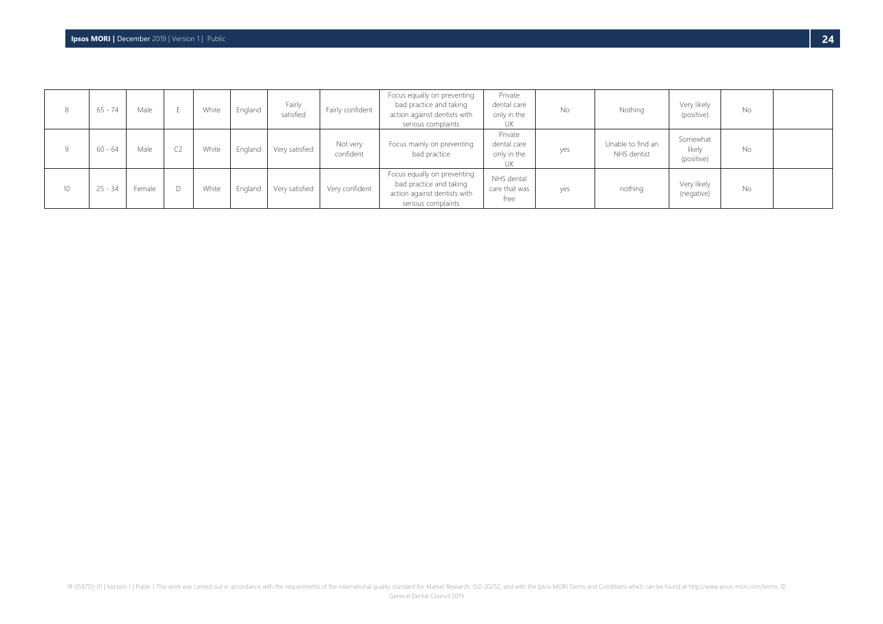| 8 | 65 - 74 | Male | E | White | England | Fairly satisfied | Fairly confident | Focus equally on preventing bad practice and taking action against dentists with serious complaints | Private dental care only in the UK | No | Nothing | Very likely (positive) | No | |
|---|---|---|---|---|---|---|---|---|---|---|---|---|---|---|
| 9 | 60 - 64 | Male | C2 | White | England | Very satisfied | Not very confident | Focus mainly on preventing bad practice | Private dental care only in the UK | yes | Unable to find an NHS dentist | Somewhat likely (positive) | No | |
| 10 | 25 - 34 | Female | D | White | England | Very satisfied | Very confident | Focus equally on preventing bad practice and taking action against dentists with serious complaints | NHS dental care that was free | yes | nothing | Very likely (negative) | No | |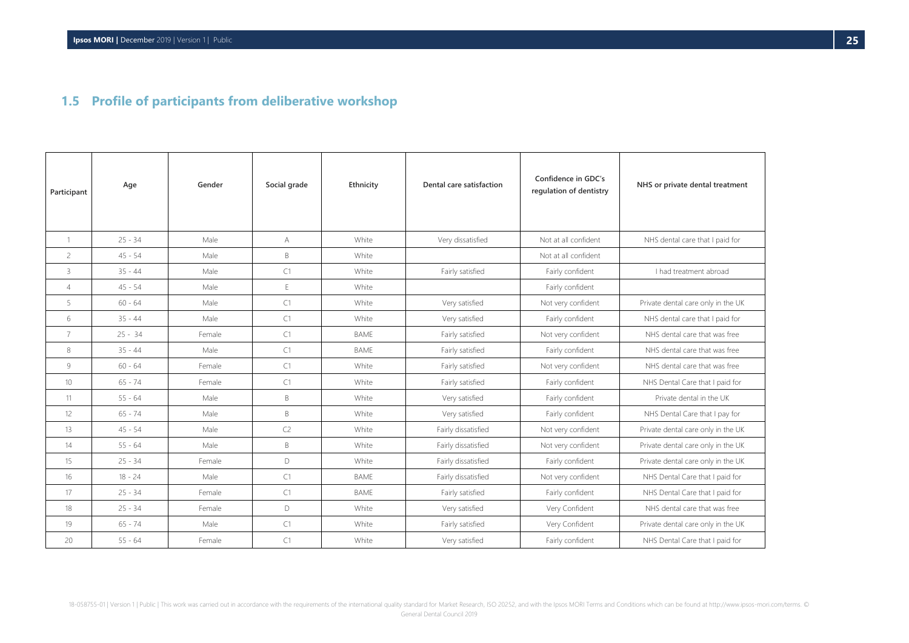## 1.5 Profile of participants from deliberative workshop

| Participant | Age | Gender | Social grade | Ethnicity | Dental care satisfaction | Confidence in GDC's regulation of dentistry | NHS or private dental treatment |
|---|---|---|---|---|---|---|---|
| 1 | 25 - 34 | Male | A | White | Very dissatisfied | Not at all confident | NHS dental care that I paid for |
| 2 | 45 - 54 | Male | B | White | | Not at all confident | |
| 3 | 35 - 44 | Male | C1 | White | Fairly satisfied | Fairly confident | I had treatment abroad |
| 4 | 45 - 54 | Male | E | White | | Fairly confident | |
| 5 | 60 - 64 | Male | C1 | White | Very satisfied | Not very confident | Private dental care only in the UK |
| 6 | 35 - 44 | Male | C1 | White | Very satisfied | Fairly confident | NHS dental care that I paid for |
| 7 | 25 - 34 | Female | C1 | BAME | Fairly satisfied | Not very confident | NHS dental care that was free |
| 8 | 35 - 44 | Male | C1 | BAME | Fairly satisfied | Fairly confident | NHS dental care that was free |
| 9 | 60 - 64 | Female | C1 | White | Fairly satisfied | Not very confident | NHS dental care that was free |
| 10 | 65 - 74 | Female | C1 | White | Fairly satisfied | Fairly confident | NHS Dental Care that I paid for |
| 11 | 55 - 64 | Male | B | White | Very satisfied | Fairly confident | Private dental in the UK |
| 12 | 65 - 74 | Male | B | White | Very satisfied | Fairly confident | NHS Dental Care that I pay for |
| 13 | 45 - 54 | Male | C2 | White | Fairly dissatisfied | Not very confident | Private dental care only in the UK |
| 14 | 55 - 64 | Male | B | White | Fairly dissatisfied | Not very confident | Private dental care only in the UK |
| 15 | 25 - 34 | Female | D | White | Fairly dissatisfied | Fairly confident | Private dental care only in the UK |
| 16 | 18 - 24 | Male | C1 | BAME | Fairly dissatisfied | Not very confident | NHS Dental Care that I paid for |
| 17 | 25 - 34 | Female | C1 | BAME | Fairly satisfied | Fairly confident | NHS Dental Care that I paid for |
| 18 | 25 - 34 | Female | D | White | Very satisfied | Very Confident | NHS dental care that was free |
| 19 | 65 - 74 | Male | C1 | White | Fairly satisfied | Very Confident | Private dental care only in the UK |
| 20 | 55 - 64 | Female | C1 | White | Very satisfied | Fairly confident | NHS Dental Care that I paid for |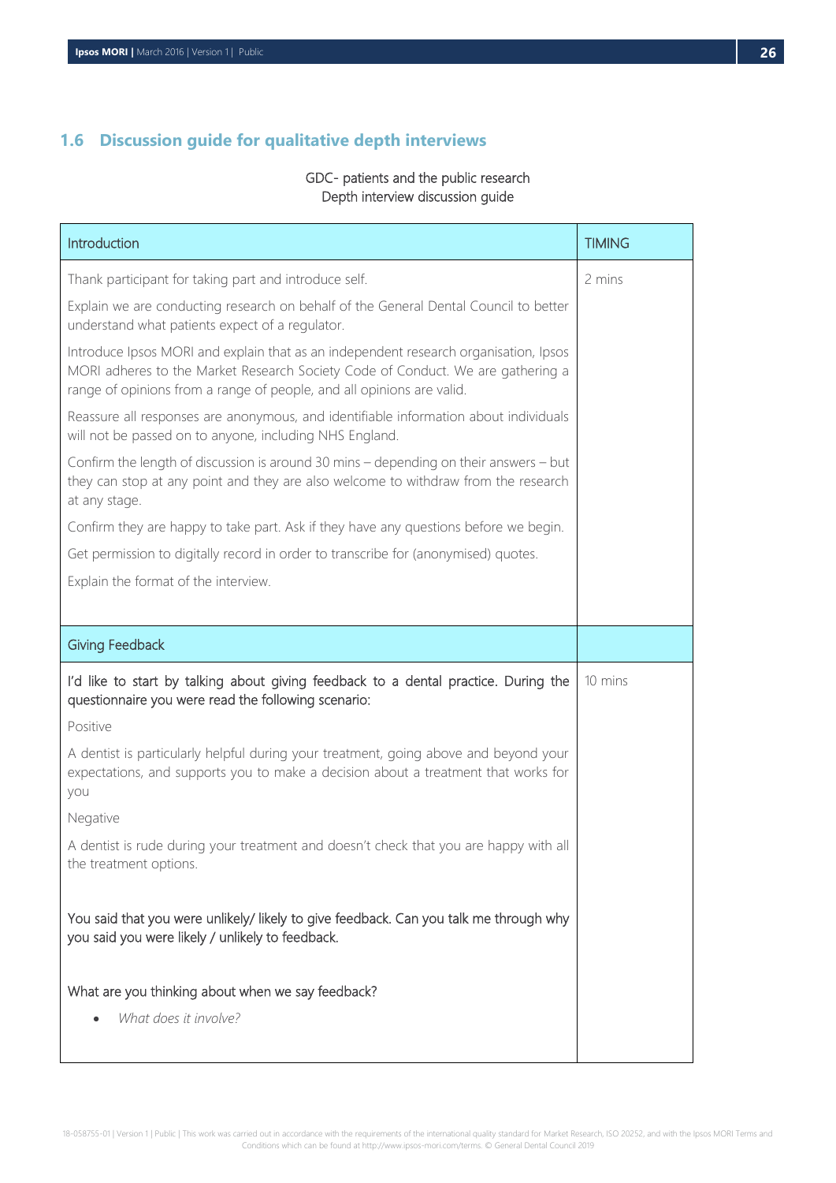## 1.6 Discussion guide for qualitative depth interviews

GDC- patients and the public research
Depth interview discussion guide

| Introduction | TIMING |
|---|---|
| Thank participant for taking part and introduce self.<br><br>Explain we are conducting research on behalf of the General Dental Council to better understand what patients expect of a regulator.<br><br>Introduce Ipsos MORI and explain that as an independent research organisation, Ipsos MORI adheres to the Market Research Society Code of Conduct. We are gathering a range of opinions from a range of people, and all opinions are valid.<br><br>Reassure all responses are anonymous, and identifiable information about individuals will not be passed on to anyone, including NHS England.<br><br>Confirm the length of discussion is around 30 mins – depending on their answers – but they can stop at any point and they are also welcome to withdraw from the research at any stage.<br><br>Confirm they are happy to take part. Ask if they have any questions before we begin.<br><br>Get permission to digitally record in order to transcribe for (anonymised) quotes.<br><br>Explain the format of the interview. | 2 mins |
| **Giving Feedback** | |
| I'd like to start by talking about giving feedback to a dental practice. During the questionnaire you were read the following scenario:<br><br>Positive<br><br>A dentist is particularly helpful during your treatment, going above and beyond your expectations, and supports you to make a decision about a treatment that works for you<br><br>Negative<br><br>A dentist is rude during your treatment and doesn't check that you are happy with all the treatment options.<br><br>You said that you were unlikely/ likely to give feedback. Can you talk me through why you said you were likely / unlikely to feedback.<br><br>What are you thinking about when we say feedback?<br><br>• *What does it involve?* | 10 mins |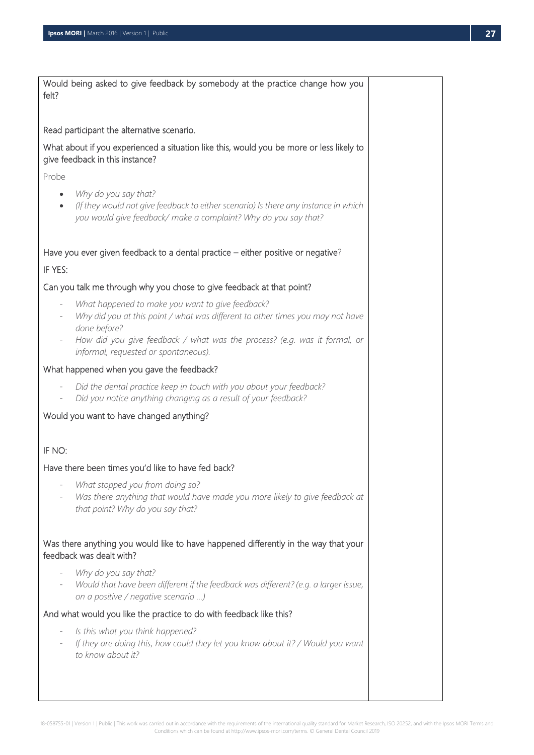Would being asked to give feedback by somebody at the practice change how you felt?

Read participant the alternative scenario.

What about if you experienced a situation like this, would you be more or less likely to give feedback in this instance?

Probe

- *Why do you say that?*
- *(If they would not give feedback to either scenario) Is there any instance in which you would give feedback/ make a complaint? Why do you say that?*

Have you ever given feedback to a dental practice – either positive or negative?

IF YES:

Can you talk me through why you chose to give feedback at that point?

- *What happened to make you want to give feedback?*
- *Why did you at this point / what was different to other times you may not have done before?*
- *How did you give feedback / what was the process? (e.g. was it formal, or informal, requested or spontaneous).*

What happened when you gave the feedback?

- *Did the dental practice keep in touch with you about your feedback?*
- *Did you notice anything changing as a result of your feedback?*

Would you want to have changed anything?

IF NO:

Have there been times you'd like to have fed back?

- *What stopped you from doing so?*
- *Was there anything that would have made you more likely to give feedback at that point? Why do you say that?*

Was there anything you would like to have happened differently in the way that your feedback was dealt with?

- *Why do you say that?*
- *Would that have been different if the feedback was different? (e.g. a larger issue, on a positive / negative scenario …)*

And what would you like the practice to do with feedback like this?

- *Is this what you think happened?*
- *If they are doing this, how could they let you know about it? / Would you want to know about it?*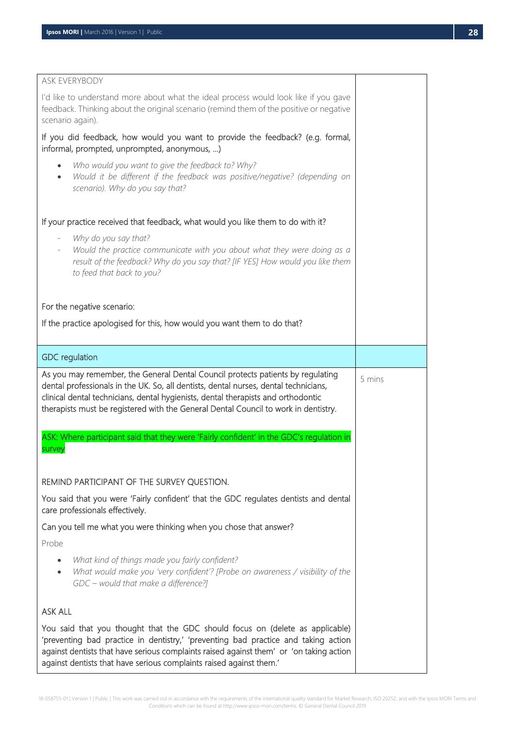| | |
|---|---|
| ASK EVERYBODY<br><br>I'd like to understand more about what the ideal process would look like if you gave feedback. Thinking about the original scenario (remind them of the positive or negative scenario again).<br><br>If you did feedback, how would you want to provide the feedback? (e.g. formal, informal, prompted, unprompted, anonymous, …)<br><br>• *Who would you want to give the feedback to? Why?*<br>• *Would it be different if the feedback was positive/negative? (depending on scenario). Why do you say that?*<br><br>If your practice received that feedback, what would you like them to do with it?<br><br>- *Why do you say that?*<br>- *Would the practice communicate with you about what they were doing as a result of the feedback? Why do you say that? [IF YES] How would you like them to feed that back to you?*<br><br>For the negative scenario:<br><br>If the practice apologised for this, how would you want them to do that? | |
| GDC regulation | |
| As you may remember, the General Dental Council protects patients by regulating dental professionals in the UK. So, all dentists, dental nurses, dental technicians, clinical dental technicians, dental hygienists, dental therapists and orthodontic therapists must be registered with the General Dental Council to work in dentistry.<br><br>ASK: Where participant said that they were 'Fairly confident' in the GDC's regulation in survey<br><br>REMIND PARTICIPANT OF THE SURVEY QUESTION.<br><br>You said that you were 'Fairly confident' that the GDC regulates dentists and dental care professionals effectively.<br><br>Can you tell me what you were thinking when you chose that answer?<br><br>Probe<br><br>• *What kind of things made you fairly confident?*<br>• *What would make you 'very confident'? [Probe on awareness / visibility of the GDC – would that make a difference?]*<br><br>ASK ALL<br><br>You said that you thought that the GDC should focus on (delete as applicable) 'preventing bad practice in dentistry,' 'preventing bad practice and taking action against dentists that have serious complaints raised against them' or 'on taking action against dentists that have serious complaints raised against them.' | 5 mins |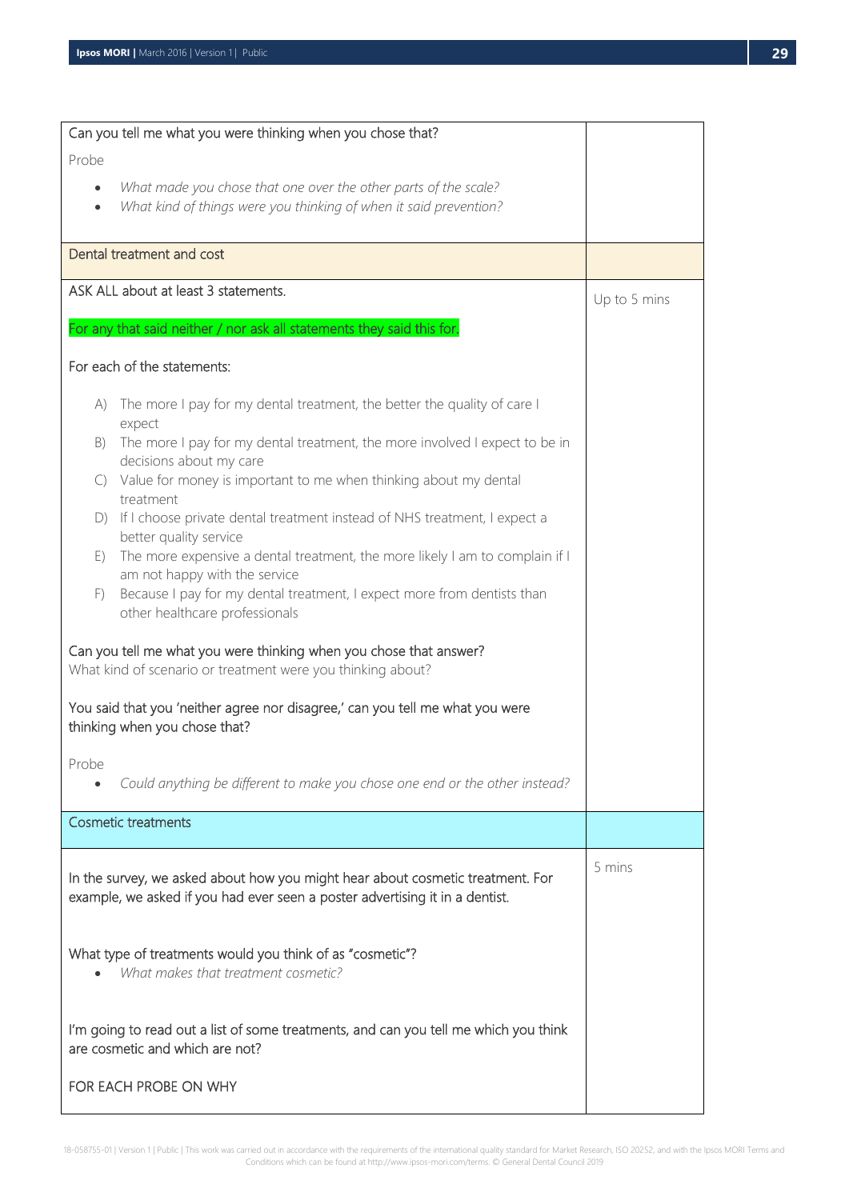| | |
|---|---|
| Can you tell me what you were thinking when you chose that?<br><br>Probe<br><br>- *What made you chose that one over the other parts of the scale?*<br>- *What kind of things were you thinking of when it said prevention?* | |
| Dental treatment and cost | |
| ASK ALL about at least 3 statements.<br><br>For any that said neither / nor ask all statements they said this for.<br><br>For each of the statements:<br><br>A) The more I pay for my dental treatment, the better the quality of care I expect<br>B) The more I pay for my dental treatment, the more involved I expect to be in decisions about my care<br>C) Value for money is important to me when thinking about my dental treatment<br>D) If I choose private dental treatment instead of NHS treatment, I expect a better quality service<br>E) The more expensive a dental treatment, the more likely I am to complain if I am not happy with the service<br>F) Because I pay for my dental treatment, I expect more from dentists than other healthcare professionals<br><br>Can you tell me what you were thinking when you chose that answer?<br>What kind of scenario or treatment were you thinking about?<br><br>You said that you 'neither agree nor disagree,' can you tell me what you were thinking when you chose that?<br><br>Probe<br><br>- *Could anything be different to make you chose one end or the other instead?* | Up to 5 mins |
| Cosmetic treatments | |
| In the survey, we asked about how you might hear about cosmetic treatment. For example, we asked if you had ever seen a poster advertising it in a dentist.<br><br>What type of treatments would you think of as "cosmetic"?<br><br>- *What makes that treatment cosmetic?*<br><br>I'm going to read out a list of some treatments, and can you tell me which you think are cosmetic and which are not?<br><br>FOR EACH PROBE ON WHY | 5 mins |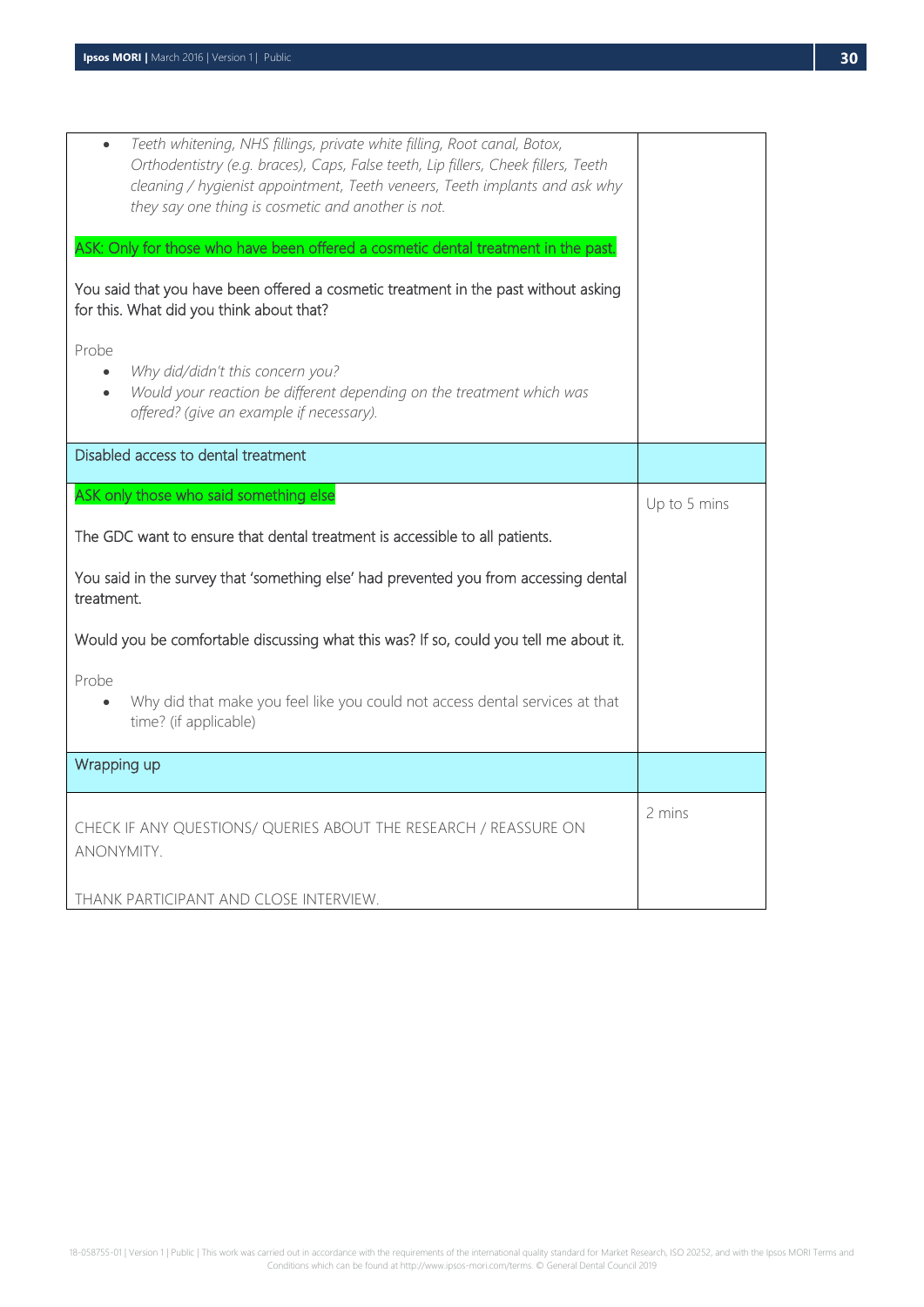| | |
|---|---|
| • *Teeth whitening, NHS fillings, private white filling, Root canal, Botox, Orthodentistry (e.g. braces), Caps, False teeth, Lip fillers, Cheek fillers, Teeth cleaning / hygienist appointment, Teeth veneers, Teeth implants and ask why they say one thing is cosmetic and another is not.*<br><br>ASK: Only for those who have been offered a cosmetic dental treatment in the past.<br><br>You said that you have been offered a cosmetic treatment in the past without asking for this. What did you think about that?<br><br>Probe<br>• *Why did/didn't this concern you?*<br>• *Would your reaction be different depending on the treatment which was offered? (give an example if necessary).* | |
| Disabled access to dental treatment | |
| ASK only those who said something else<br><br>The GDC want to ensure that dental treatment is accessible to all patients.<br><br>You said in the survey that 'something else' had prevented you from accessing dental treatment.<br><br>Would you be comfortable discussing what this was? If so, could you tell me about it.<br><br>Probe<br>• Why did that make you feel like you could not access dental services at that time? (if applicable) | Up to 5 mins |
| Wrapping up | |
| CHECK IF ANY QUESTIONS/ QUERIES ABOUT THE RESEARCH / REASSURE ON ANONYMITY.<br><br>THANK PARTICIPANT AND CLOSE INTERVIEW. | 2 mins |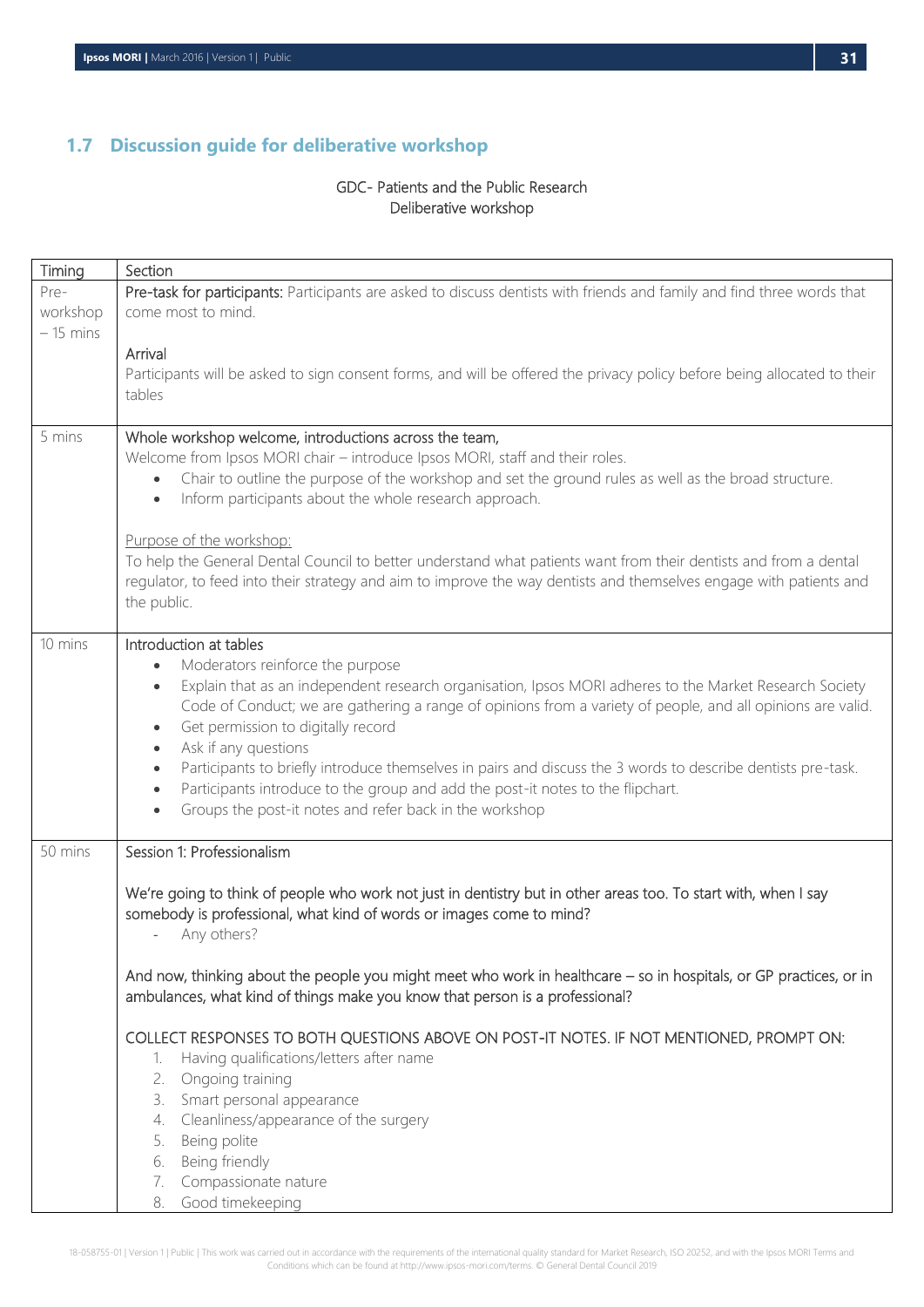## 1.7 Discussion guide for deliberative workshop

GDC- Patients and the Public Research
Deliberative workshop

| Timing | Section |
|---|---|
| Pre-workshop – 15 mins | **Pre-task for participants:** Participants are asked to discuss dentists with friends and family and find three words that come most to mind.<br><br>Arrival<br>Participants will be asked to sign consent forms, and will be offered the privacy policy before being allocated to their tables |
| 5 mins | Whole workshop welcome, introductions across the team,<br>Welcome from Ipsos MORI chair – introduce Ipsos MORI, staff and their roles.<br>• Chair to outline the purpose of the workshop and set the ground rules as well as the broad structure.<br>• Inform participants about the whole research approach.<br><br>Purpose of the workshop:<br>To help the General Dental Council to better understand what patients want from their dentists and from a dental regulator, to feed into their strategy and aim to improve the way dentists and themselves engage with patients and the public. |
| 10 mins | Introduction at tables<br>• Moderators reinforce the purpose<br>• Explain that as an independent research organisation, Ipsos MORI adheres to the Market Research Society Code of Conduct; we are gathering a range of opinions from a variety of people, and all opinions are valid.<br>• Get permission to digitally record<br>• Ask if any questions<br>• Participants to briefly introduce themselves in pairs and discuss the 3 words to describe dentists pre-task.<br>• Participants introduce to the group and add the post-it notes to the flipchart.<br>• Groups the post-it notes and refer back in the workshop |
| 50 mins | Session 1: Professionalism<br><br>We're going to think of people who work not just in dentistry but in other areas too. To start with, when I say somebody is professional, what kind of words or images come to mind?<br>- Any others?<br><br>And now, thinking about the people you might meet who work in healthcare – so in hospitals, or GP practices, or in ambulances, what kind of things make you know that person is a professional?<br><br>COLLECT RESPONSES TO BOTH QUESTIONS ABOVE ON POST-IT NOTES. IF NOT MENTIONED, PROMPT ON:<br>1. Having qualifications/letters after name<br>2. Ongoing training<br>3. Smart personal appearance<br>4. Cleanliness/appearance of the surgery<br>5. Being polite<br>6. Being friendly<br>7. Compassionate nature<br>8. Good timekeeping |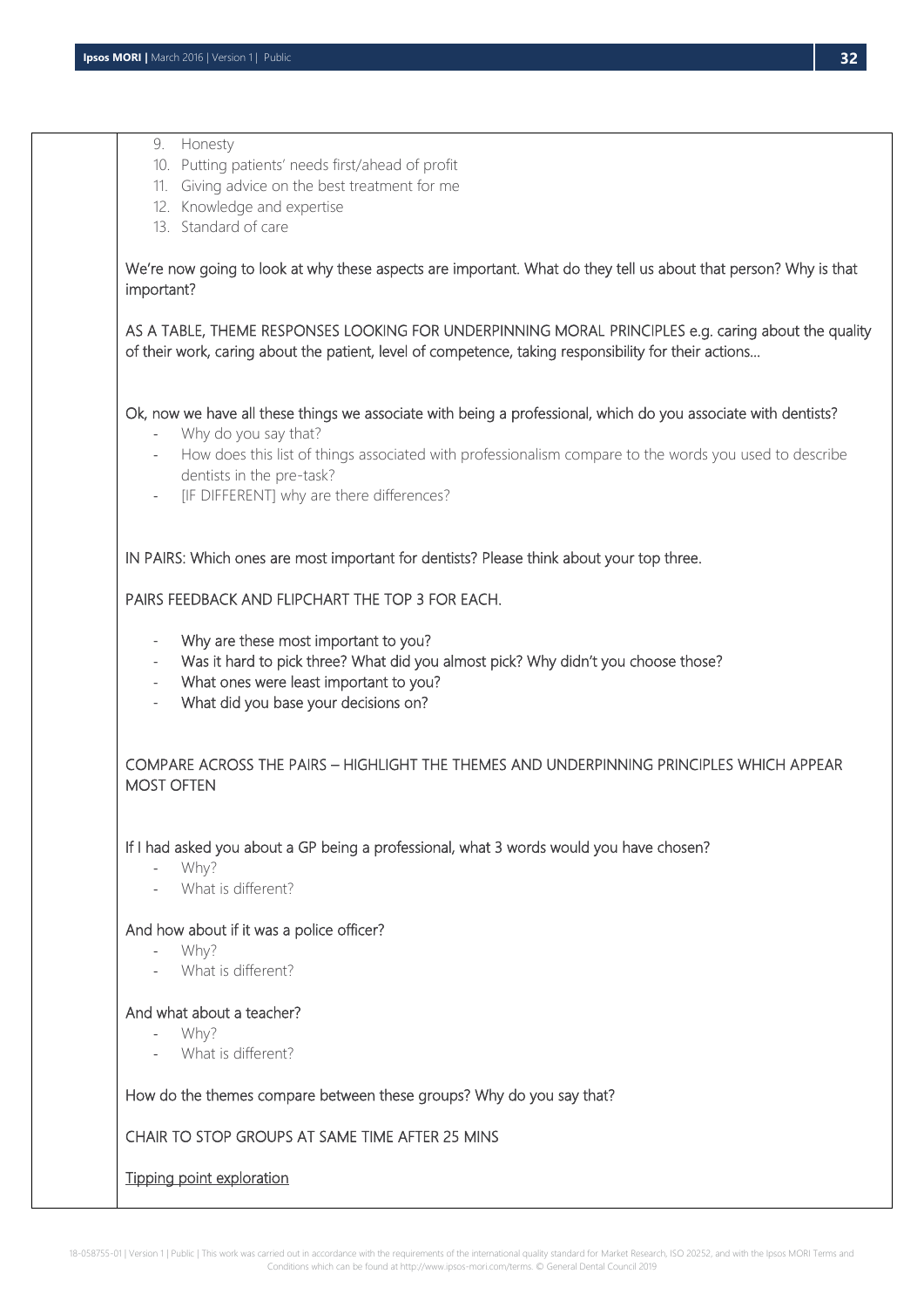9. Honesty
10. Putting patients' needs first/ahead of profit
11. Giving advice on the best treatment for me
12. Knowledge and expertise
13. Standard of care

We're now going to look at why these aspects are important. What do they tell us about that person? Why is that important?

AS A TABLE, THEME RESPONSES LOOKING FOR UNDERPINNING MORAL PRINCIPLES e.g. caring about the quality of their work, caring about the patient, level of competence, taking responsibility for their actions…

Ok, now we have all these things we associate with being a professional, which do you associate with dentists?

- Why do you say that?
- How does this list of things associated with professionalism compare to the words you used to describe dentists in the pre-task?
- [IF DIFFERENT] why are there differences?

IN PAIRS: Which ones are most important for dentists? Please think about your top three.

PAIRS FEEDBACK AND FLIPCHART THE TOP 3 FOR EACH.

- Why are these most important to you?
- Was it hard to pick three? What did you almost pick? Why didn't you choose those?
- What ones were least important to you?
- What did you base your decisions on?

COMPARE ACROSS THE PAIRS – HIGHLIGHT THE THEMES AND UNDERPINNING PRINCIPLES WHICH APPEAR MOST OFTEN

If I had asked you about a GP being a professional, what 3 words would you have chosen?

- Why?
- What is different?

And how about if it was a police officer?

- Why?
- What is different?

And what about a teacher?

- Why?
- What is different?

How do the themes compare between these groups? Why do you say that?

CHAIR TO STOP GROUPS AT SAME TIME AFTER 25 MINS

Tipping point exploration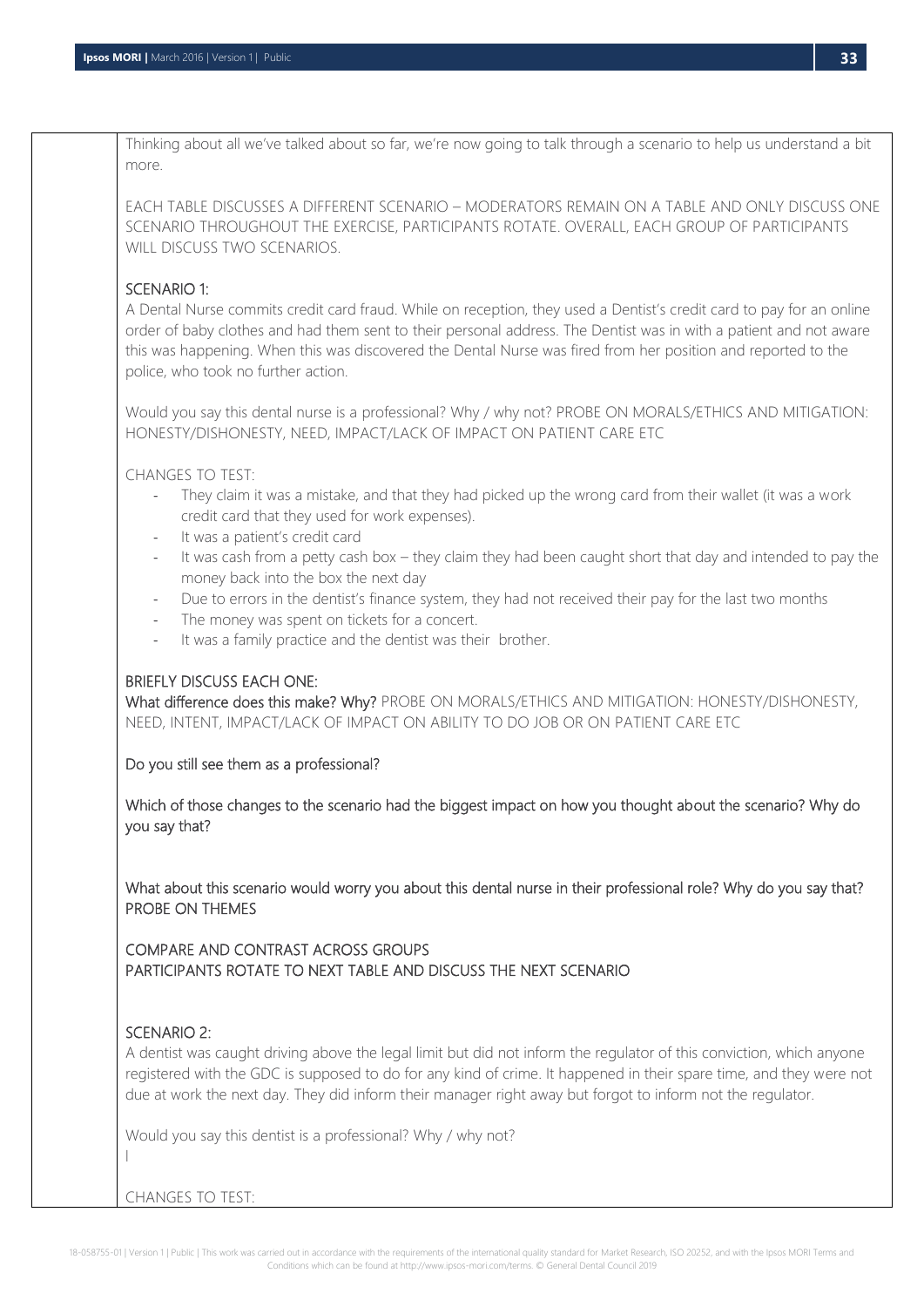Thinking about all we've talked about so far, we're now going to talk through a scenario to help us understand a bit more.

EACH TABLE DISCUSSES A DIFFERENT SCENARIO – MODERATORS REMAIN ON A TABLE AND ONLY DISCUSS ONE SCENARIO THROUGHOUT THE EXERCISE, PARTICIPANTS ROTATE. OVERALL, EACH GROUP OF PARTICIPANTS WILL DISCUSS TWO SCENARIOS.

SCENARIO 1:
A Dental Nurse commits credit card fraud. While on reception, they used a Dentist's credit card to pay for an online order of baby clothes and had them sent to their personal address. The Dentist was in with a patient and not aware this was happening. When this was discovered the Dental Nurse was fired from her position and reported to the police, who took no further action.

Would you say this dental nurse is a professional? Why / why not? PROBE ON MORALS/ETHICS AND MITIGATION: HONESTY/DISHONESTY, NEED, IMPACT/LACK OF IMPACT ON PATIENT CARE ETC

CHANGES TO TEST:

- They claim it was a mistake, and that they had picked up the wrong card from their wallet (it was a work credit card that they used for work expenses).
- It was a patient's credit card
- It was cash from a petty cash box – they claim they had been caught short that day and intended to pay the money back into the box the next day
- Due to errors in the dentist's finance system, they had not received their pay for the last two months
- The money was spent on tickets for a concert.
- It was a family practice and the dentist was their brother.

BRIEFLY DISCUSS EACH ONE:
What difference does this make? Why? PROBE ON MORALS/ETHICS AND MITIGATION: HONESTY/DISHONESTY, NEED, INTENT, IMPACT/LACK OF IMPACT ON ABILITY TO DO JOB OR ON PATIENT CARE ETC

Do you still see them as a professional?

Which of those changes to the scenario had the biggest impact on how you thought about the scenario? Why do you say that?

What about this scenario would worry you about this dental nurse in their professional role? Why do you say that? PROBE ON THEMES

COMPARE AND CONTRAST ACROSS GROUPS
PARTICIPANTS ROTATE TO NEXT TABLE AND DISCUSS THE NEXT SCENARIO

SCENARIO 2:
A dentist was caught driving above the legal limit but did not inform the regulator of this conviction, which anyone registered with the GDC is supposed to do for any kind of crime. It happened in their spare time, and they were not due at work the next day. They did inform their manager right away but forgot to inform not the regulator.

Would you say this dentist is a professional? Why / why not?

CHANGES TO TEST: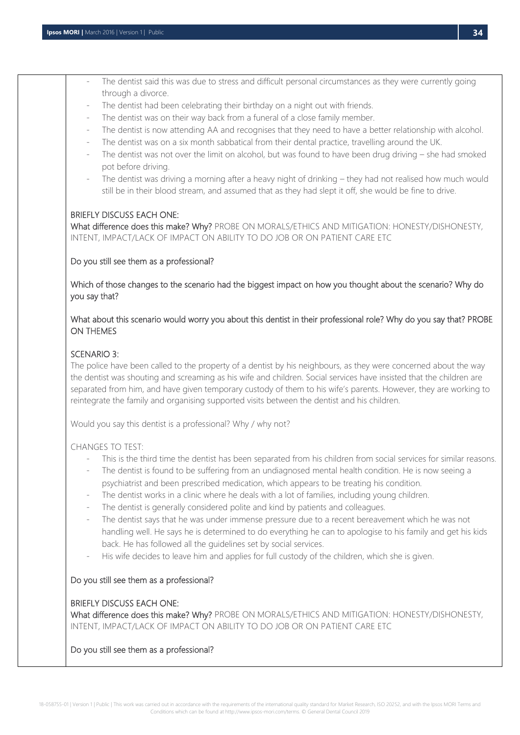- The dentist said this was due to stress and difficult personal circumstances as they were currently going through a divorce.
- The dentist had been celebrating their birthday on a night out with friends.
- The dentist was on their way back from a funeral of a close family member.
- The dentist is now attending AA and recognises that they need to have a better relationship with alcohol.
- The dentist was on a six month sabbatical from their dental practice, travelling around the UK.
- The dentist was not over the limit on alcohol, but was found to have been drug driving – she had smoked pot before driving.
- The dentist was driving a morning after a heavy night of drinking – they had not realised how much would still be in their blood stream, and assumed that as they had slept it off, she would be fine to drive.

BRIEFLY DISCUSS EACH ONE:
What difference does this make? Why? PROBE ON MORALS/ETHICS AND MITIGATION: HONESTY/DISHONESTY, INTENT, IMPACT/LACK OF IMPACT ON ABILITY TO DO JOB OR ON PATIENT CARE ETC

Do you still see them as a professional?

Which of those changes to the scenario had the biggest impact on how you thought about the scenario? Why do you say that?

What about this scenario would worry you about this dentist in their professional role? Why do you say that? PROBE ON THEMES

SCENARIO 3:
The police have been called to the property of a dentist by his neighbours, as they were concerned about the way the dentist was shouting and screaming as his wife and children. Social services have insisted that the children are separated from him, and have given temporary custody of them to his wife's parents. However, they are working to reintegrate the family and organising supported visits between the dentist and his children.

Would you say this dentist is a professional? Why / why not?

CHANGES TO TEST:

- This is the third time the dentist has been separated from his children from social services for similar reasons.
- The dentist is found to be suffering from an undiagnosed mental health condition. He is now seeing a psychiatrist and been prescribed medication, which appears to be treating his condition.
- The dentist works in a clinic where he deals with a lot of families, including young children.
- The dentist is generally considered polite and kind by patients and colleagues.
- The dentist says that he was under immense pressure due to a recent bereavement which he was not handling well. He says he is determined to do everything he can to apologise to his family and get his kids back. He has followed all the guidelines set by social services.
- His wife decides to leave him and applies for full custody of the children, which she is given.

Do you still see them as a professional?

BRIEFLY DISCUSS EACH ONE:
What difference does this make? Why? PROBE ON MORALS/ETHICS AND MITIGATION: HONESTY/DISHONESTY, INTENT, IMPACT/LACK OF IMPACT ON ABILITY TO DO JOB OR ON PATIENT CARE ETC

Do you still see them as a professional?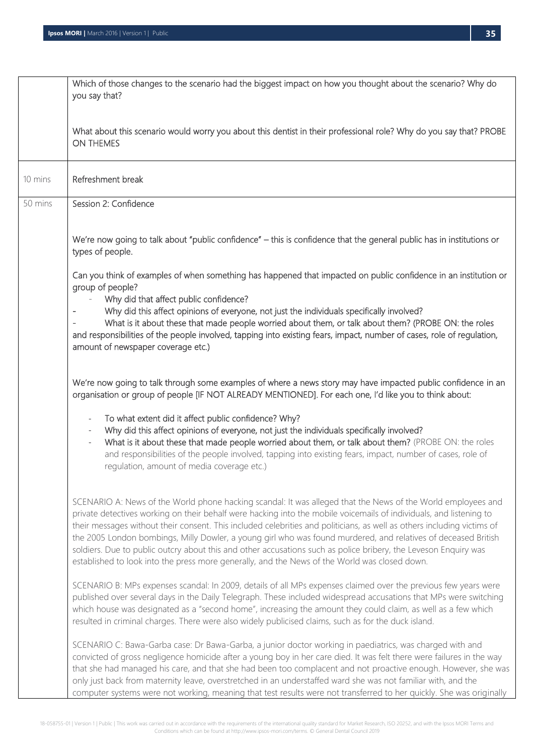| | |
|---|---|
| | Which of those changes to the scenario had the biggest impact on how you thought about the scenario? Why do you say that?<br><br>What about this scenario would worry you about this dentist in their professional role? Why do you say that? PROBE ON THEMES |
| 10 mins | Refreshment break |
| 50 mins | Session 2: Confidence<br><br>We're now going to talk about "public confidence" – this is confidence that the general public has in institutions or types of people.<br><br>Can you think of examples of when something has happened that impacted on public confidence in an institution or group of people?<br>- Why did that affect public confidence?<br>- Why did this affect opinions of everyone, not just the individuals specifically involved?<br>- What is it about these that made people worried about them, or talk about them? (PROBE ON: the roles and responsibilities of the people involved, tapping into existing fears, impact, number of cases, role of regulation, amount of newspaper coverage etc.)<br><br>We're now going to talk through some examples of where a news story may have impacted public confidence in an organisation or group of people [IF NOT ALREADY MENTIONED]. For each one, I'd like you to think about:<br>- To what extent did it affect public confidence? Why?<br>- Why did this affect opinions of everyone, not just the individuals specifically involved?<br>- What is it about these that made people worried about them, or talk about them? (PROBE ON: the roles and responsibilities of the people involved, tapping into existing fears, impact, number of cases, role of regulation, amount of media coverage etc.)<br><br>SCENARIO A: News of the World phone hacking scandal: It was alleged that the News of the World employees and private detectives working on their behalf were hacking into the mobile voicemails of individuals, and listening to their messages without their consent. This included celebrities and politicians, as well as others including victims of the 2005 London bombings, Milly Dowler, a young girl who was found murdered, and relatives of deceased British soldiers. Due to public outcry about this and other accusations such as police bribery, the Leveson Enquiry was established to look into the press more generally, and the News of the World was closed down.<br><br>SCENARIO B: MPs expenses scandal: In 2009, details of all MPs expenses claimed over the previous few years were published over several days in the Daily Telegraph. These included widespread accusations that MPs were switching which house was designated as a "second home", increasing the amount they could claim, as well as a few which resulted in criminal charges. There were also widely publicised claims, such as for the duck island.<br><br>SCENARIO C: Bawa-Garba case: Dr Bawa-Garba, a junior doctor working in paediatrics, was charged with and convicted of gross negligence homicide after a young boy in her care died. It was felt there were failures in the way that she had managed his care, and that she had been too complacent and not proactive enough. However, she was only just back from maternity leave, overstretched in an understaffed ward she was not familiar with, and the computer systems were not working, meaning that test results were not transferred to her quickly. She was originally |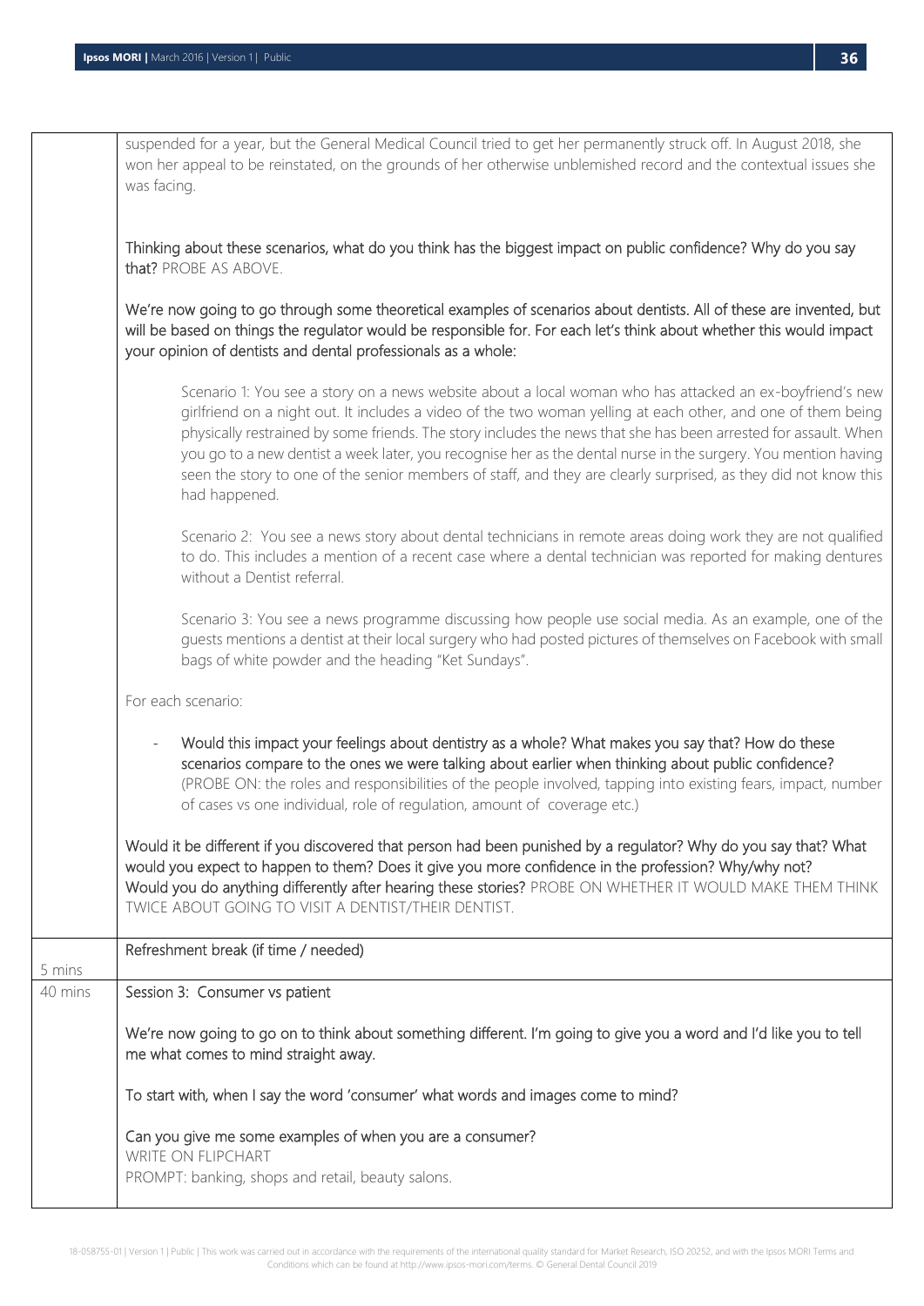| | |
|---|---|
| | suspended for a year, but the General Medical Council tried to get her permanently struck off. In August 2018, she won her appeal to be reinstated, on the grounds of her otherwise unblemished record and the contextual issues she was facing.<br><br>Thinking about these scenarios, what do you think has the biggest impact on public confidence? Why do you say that? PROBE AS ABOVE.<br><br>We're now going to go through some theoretical examples of scenarios about dentists. All of these are invented, but will be based on things the regulator would be responsible for. For each let's think about whether this would impact your opinion of dentists and dental professionals as a whole:<br><br>Scenario 1: You see a story on a news website about a local woman who has attacked an ex-boyfriend's new girlfriend on a night out. It includes a video of the two woman yelling at each other, and one of them being physically restrained by some friends. The story includes the news that she has been arrested for assault. When you go to a new dentist a week later, you recognise her as the dental nurse in the surgery. You mention having seen the story to one of the senior members of staff, and they are clearly surprised, as they did not know this had happened.<br><br>Scenario 2: You see a news story about dental technicians in remote areas doing work they are not qualified to do. This includes a mention of a recent case where a dental technician was reported for making dentures without a Dentist referral.<br><br>Scenario 3: You see a news programme discussing how people use social media. As an example, one of the guests mentions a dentist at their local surgery who had posted pictures of themselves on Facebook with small bags of white powder and the heading "Ket Sundays".<br><br>For each scenario:<br><br>- Would this impact your feelings about dentistry as a whole? What makes you say that? How do these scenarios compare to the ones we were talking about earlier when thinking about public confidence? (PROBE ON: the roles and responsibilities of the people involved, tapping into existing fears, impact, number of cases vs one individual, role of regulation, amount of coverage etc.)<br><br>Would it be different if you discovered that person had been punished by a regulator? Why do you say that? What would you expect to happen to them? Does it give you more confidence in the profession? Why/why not? Would you do anything differently after hearing these stories? PROBE ON WHETHER IT WOULD MAKE THEM THINK TWICE ABOUT GOING TO VISIT A DENTIST/THEIR DENTIST. |
| 5 mins | Refreshment break (if time / needed) |
| 40 mins | Session 3: Consumer vs patient<br><br>We're now going to go on to think about something different. I'm going to give you a word and I'd like you to tell me what comes to mind straight away.<br><br>To start with, when I say the word 'consumer' what words and images come to mind?<br><br>Can you give me some examples of when you are a consumer?<br>WRITE ON FLIPCHART<br>PROMPT: banking, shops and retail, beauty salons. |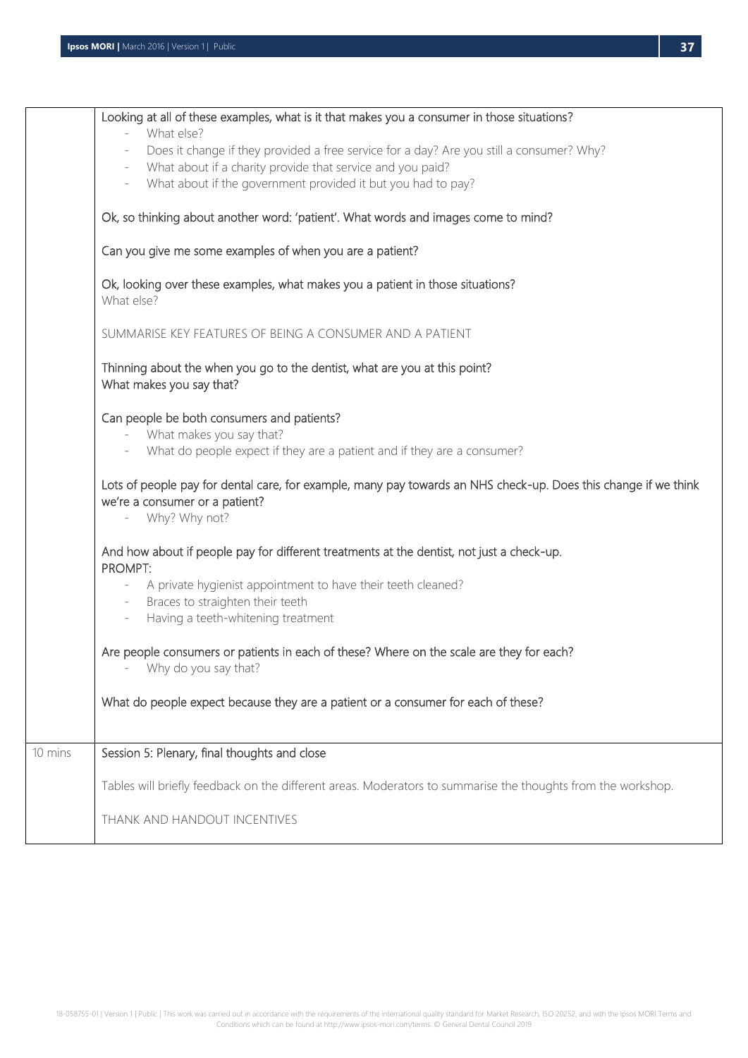| | |
|---|---|
| | Looking at all of these examples, what is it that makes you a consumer in those situations?<br>- What else?<br>- Does it change if they provided a free service for a day? Are you still a consumer? Why?<br>- What about if a charity provide that service and you paid?<br>- What about if the government provided it but you had to pay?<br><br>Ok, so thinking about another word: 'patient'. What words and images come to mind?<br><br>Can you give me some examples of when you are a patient?<br><br>Ok, looking over these examples, what makes you a patient in those situations?<br>What else?<br><br>SUMMARISE KEY FEATURES OF BEING A CONSUMER AND A PATIENT<br><br>Thinning about the when you go to the dentist, what are you at this point?<br>What makes you say that?<br><br>Can people be both consumers and patients?<br>- What makes you say that?<br>- What do people expect if they are a patient and if they are a consumer?<br><br>Lots of people pay for dental care, for example, many pay towards an NHS check-up. Does this change if we think we're a consumer or a patient?<br>- Why? Why not?<br><br>And how about if people pay for different treatments at the dentist, not just a check-up.<br>PROMPT:<br>- A private hygienist appointment to have their teeth cleaned?<br>- Braces to straighten their teeth<br>- Having a teeth-whitening treatment<br><br>Are people consumers or patients in each of these? Where on the scale are they for each?<br>- Why do you say that?<br><br>What do people expect because they are a patient or a consumer for each of these? |
| 10 mins | Session 5: Plenary, final thoughts and close<br><br>Tables will briefly feedback on the different areas. Moderators to summarise the thoughts from the workshop.<br><br>THANK AND HANDOUT INCENTIVES |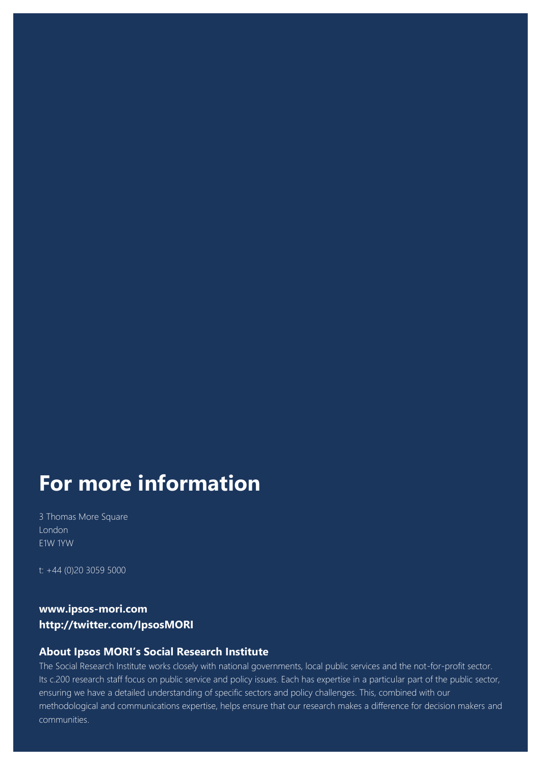# For more information

3 Thomas More Square
London
E1W 1YW

t: +44 (0)20 3059 5000

**www.ipsos-mori.com**
**http://twitter.com/IpsosMORI**

### About Ipsos MORI's Social Research Institute

The Social Research Institute works closely with national governments, local public services and the not-for-profit sector. Its c.200 research staff focus on public service and policy issues. Each has expertise in a particular part of the public sector, ensuring we have a detailed understanding of specific sectors and policy challenges. This, combined with our methodological and communications expertise, helps ensure that our research makes a difference for decision makers and communities.